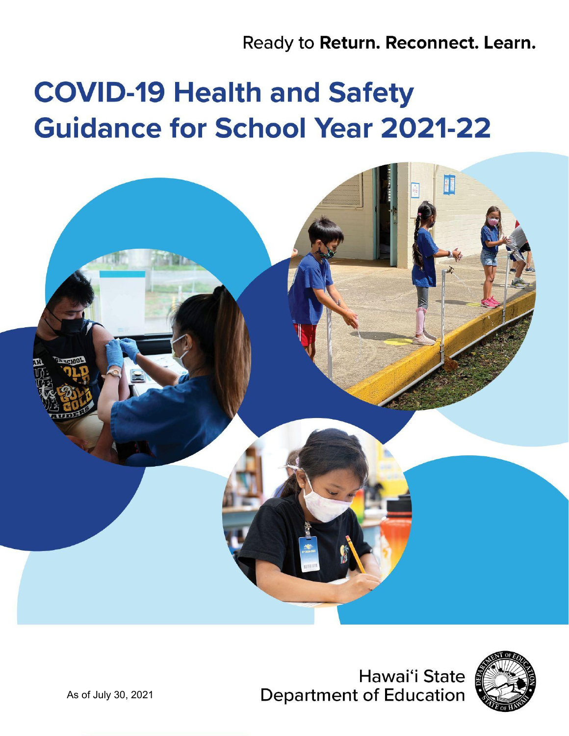Ready to **Return. Reconnect. Learn.**

# COVID-19 Health and Safety Guidance for School Year 2021-22

As of July 30, 2021

Hawai'i State Department of Education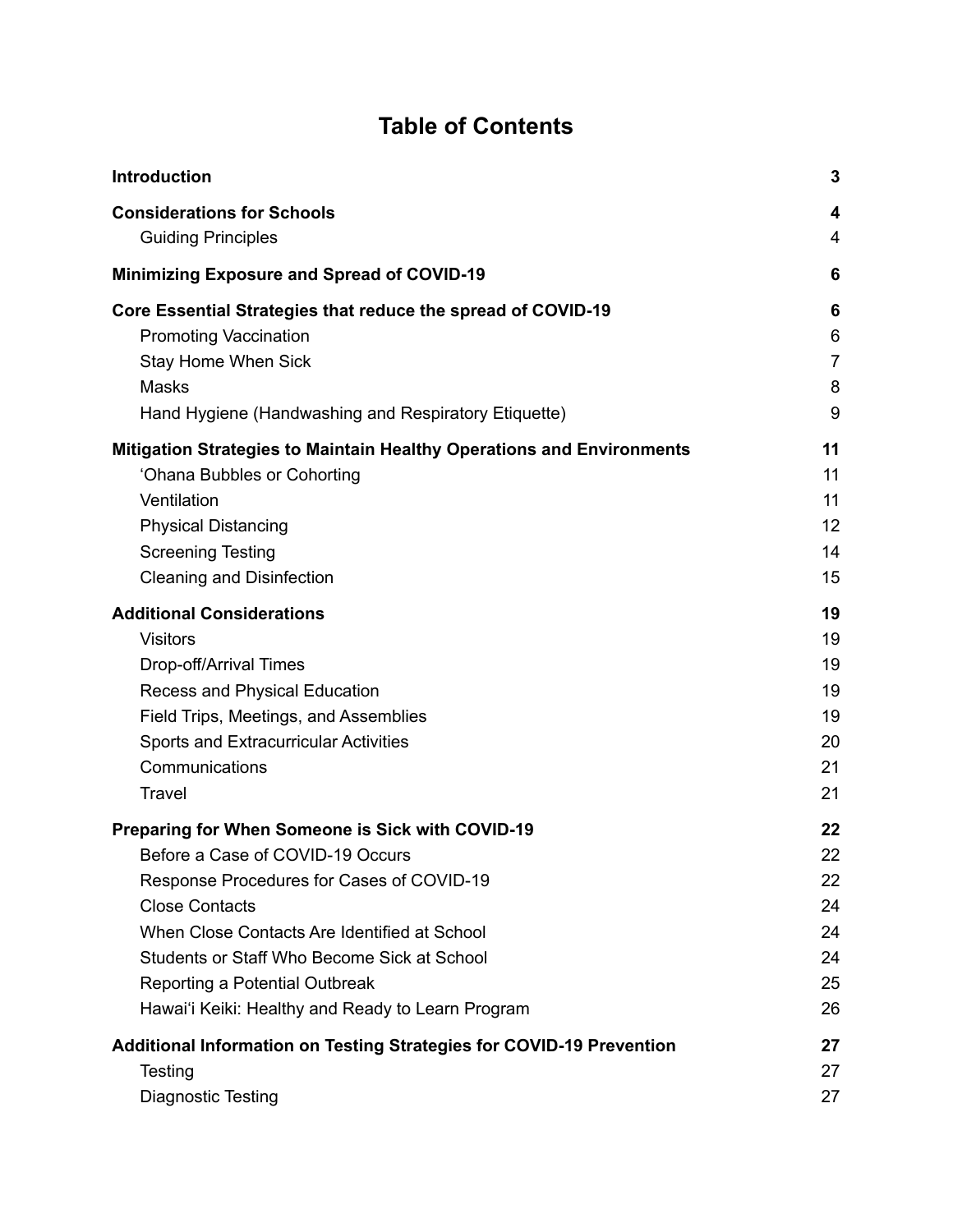# Table of Contents

| | |
|---|---|
| **Introduction** | **3** |
| **Considerations for Schools** | **4** |
| Guiding Principles | 4 |
| **Minimizing Exposure and Spread of COVID-19** | **6** |
| **Core Essential Strategies that reduce the spread of COVID-19** | **6** |
| Promoting Vaccination | 6 |
| Stay Home When Sick | 7 |
| Masks | 8 |
| Hand Hygiene (Handwashing and Respiratory Etiquette) | 9 |
| **Mitigation Strategies to Maintain Healthy Operations and Environments** | **11** |
| ‘Ohana Bubbles or Cohorting | 11 |
| Ventilation | 11 |
| Physical Distancing | 12 |
| Screening Testing | 14 |
| Cleaning and Disinfection | 15 |
| **Additional Considerations** | **19** |
| Visitors | 19 |
| Drop-off/Arrival Times | 19 |
| Recess and Physical Education | 19 |
| Field Trips, Meetings, and Assemblies | 19 |
| Sports and Extracurricular Activities | 20 |
| Communications | 21 |
| Travel | 21 |
| **Preparing for When Someone is Sick with COVID-19** | **22** |
| Before a Case of COVID-19 Occurs | 22 |
| Response Procedures for Cases of COVID-19 | 22 |
| Close Contacts | 24 |
| When Close Contacts Are Identified at School | 24 |
| Students or Staff Who Become Sick at School | 24 |
| Reporting a Potential Outbreak | 25 |
| Hawai‘i Keiki: Healthy and Ready to Learn Program | 26 |
| **Additional Information on Testing Strategies for COVID-19 Prevention** | **27** |
| Testing | 27 |
| Diagnostic Testing | 27 |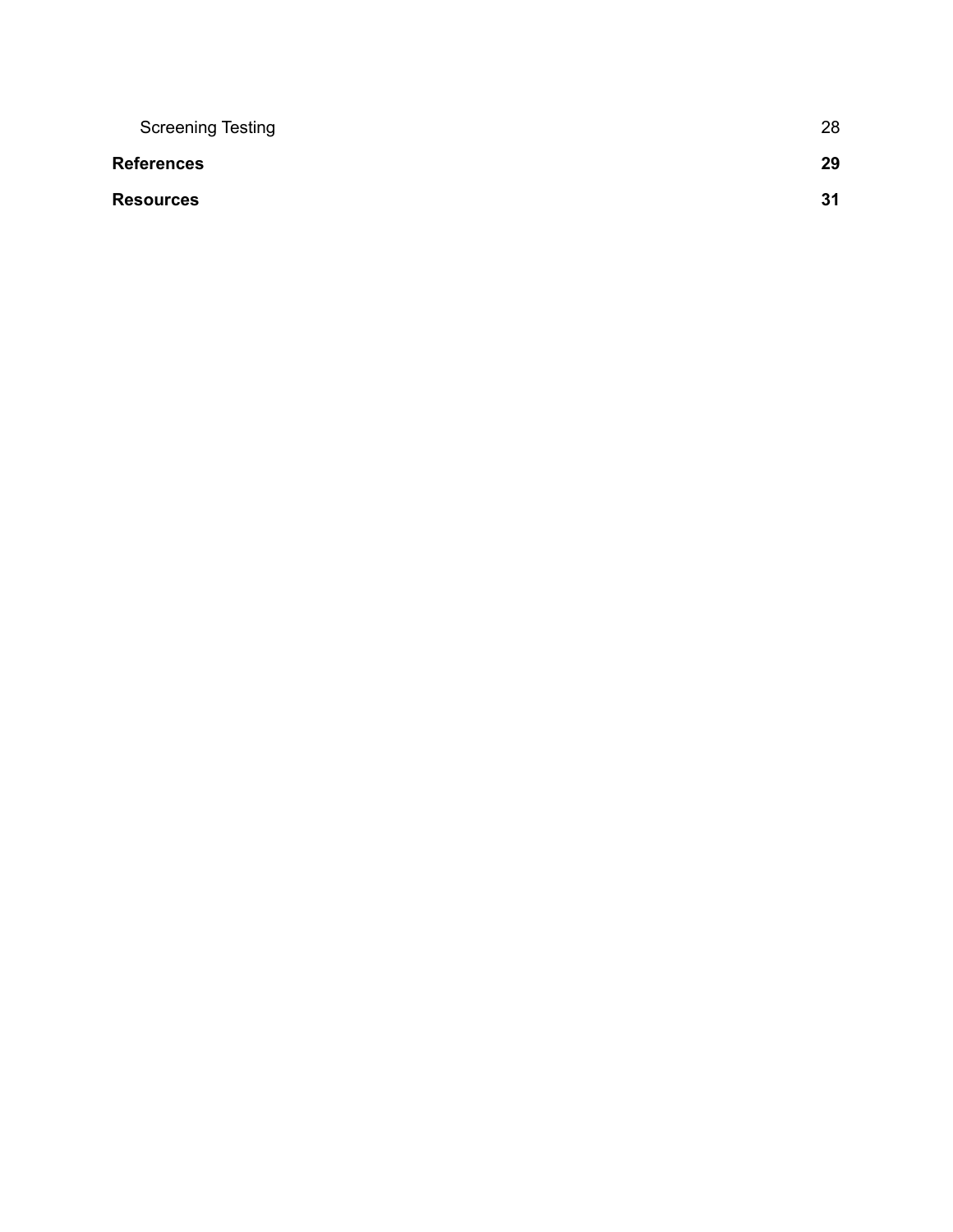Screening Testing 28

**References** **29**

**Resources** **31**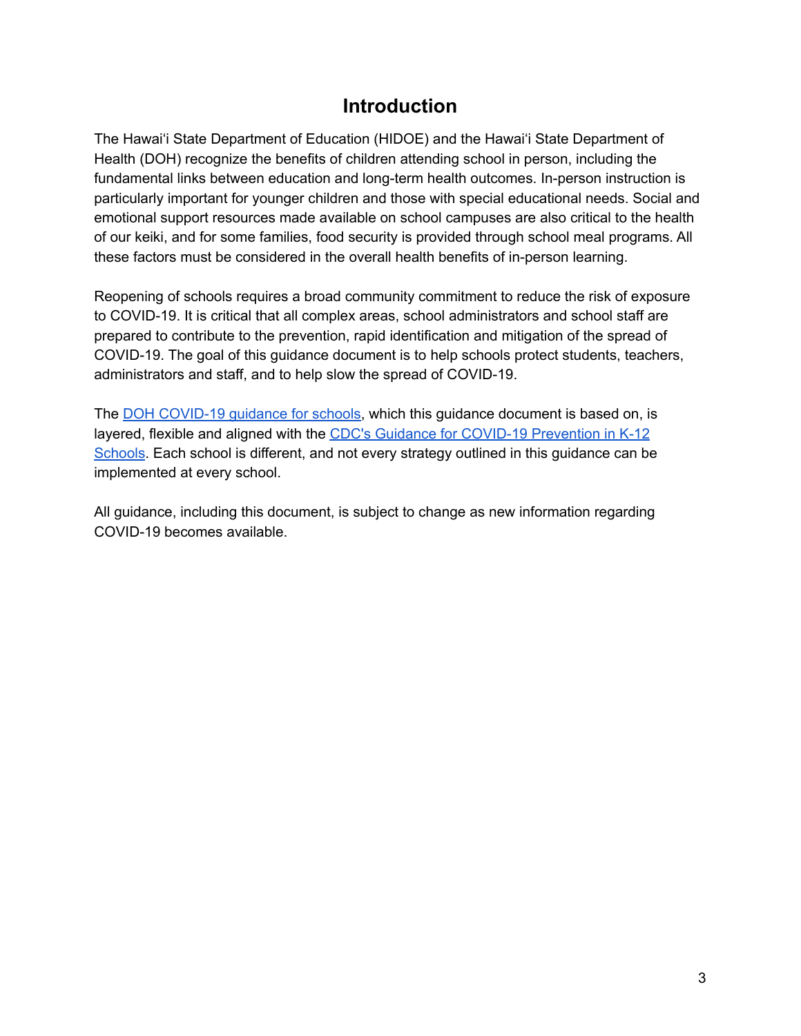# Introduction

The Hawaiʻi State Department of Education (HIDOE) and the Hawaiʻi State Department of Health (DOH) recognize the benefits of children attending school in person, including the fundamental links between education and long-term health outcomes. In-person instruction is particularly important for younger children and those with special educational needs. Social and emotional support resources made available on school campuses are also critical to the health of our keiki, and for some families, food security is provided through school meal programs. All these factors must be considered in the overall health benefits of in-person learning.

Reopening of schools requires a broad community commitment to reduce the risk of exposure to COVID-19. It is critical that all complex areas, school administrators and school staff are prepared to contribute to the prevention, rapid identification and mitigation of the spread of COVID-19. The goal of this guidance document is to help schools protect students, teachers, administrators and staff, and to help slow the spread of COVID-19.

The DOH COVID-19 guidance for schools, which this guidance document is based on, is layered, flexible and aligned with the CDC's Guidance for COVID-19 Prevention in K-12 Schools. Each school is different, and not every strategy outlined in this guidance can be implemented at every school.

All guidance, including this document, is subject to change as new information regarding COVID-19 becomes available.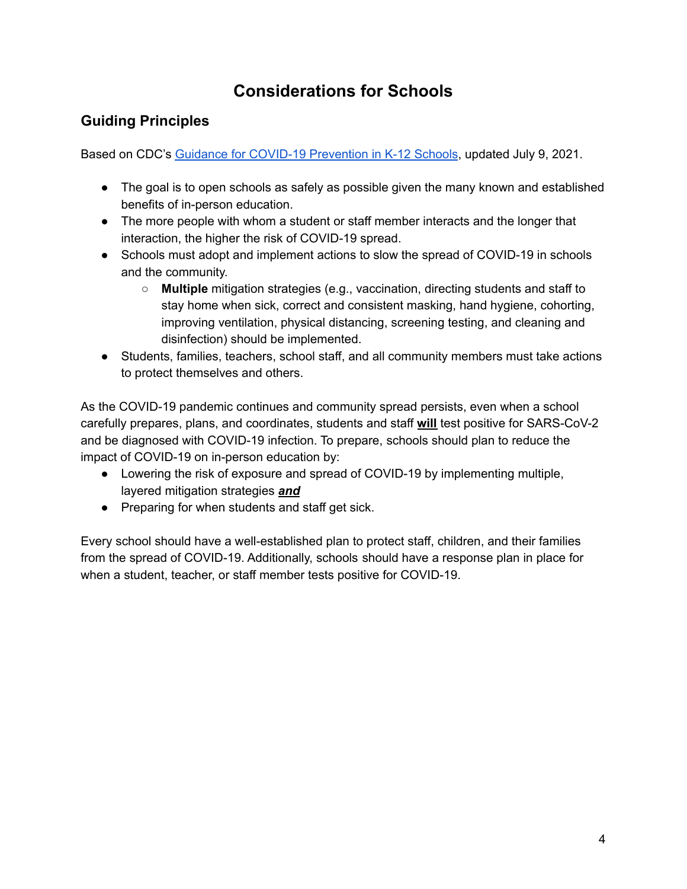# Considerations for Schools

## Guiding Principles

Based on CDC's [Guidance for COVID-19 Prevention in K-12 Schools](), updated July 9, 2021.

- The goal is to open schools as safely as possible given the many known and established benefits of in-person education.
- The more people with whom a student or staff member interacts and the longer that interaction, the higher the risk of COVID-19 spread.
- Schools must adopt and implement actions to slow the spread of COVID-19 in schools and the community.
  - **Multiple** mitigation strategies (e.g., vaccination, directing students and staff to stay home when sick, correct and consistent masking, hand hygiene, cohorting, improving ventilation, physical distancing, screening testing, and cleaning and disinfection) should be implemented.
- Students, families, teachers, school staff, and all community members must take actions to protect themselves and others.

As the COVID-19 pandemic continues and community spread persists, even when a school carefully prepares, plans, and coordinates, students and staff <u>**will**</u> test positive for SARS-CoV-2 and be diagnosed with COVID-19 infection. To prepare, schools should plan to reduce the impact of COVID-19 on in-person education by:

- Lowering the risk of exposure and spread of COVID-19 by implementing multiple, layered mitigation strategies <u>***and***</u>
- Preparing for when students and staff get sick.

Every school should have a well-established plan to protect staff, children, and their families from the spread of COVID-19. Additionally, schools should have a response plan in place for when a student, teacher, or staff member tests positive for COVID-19.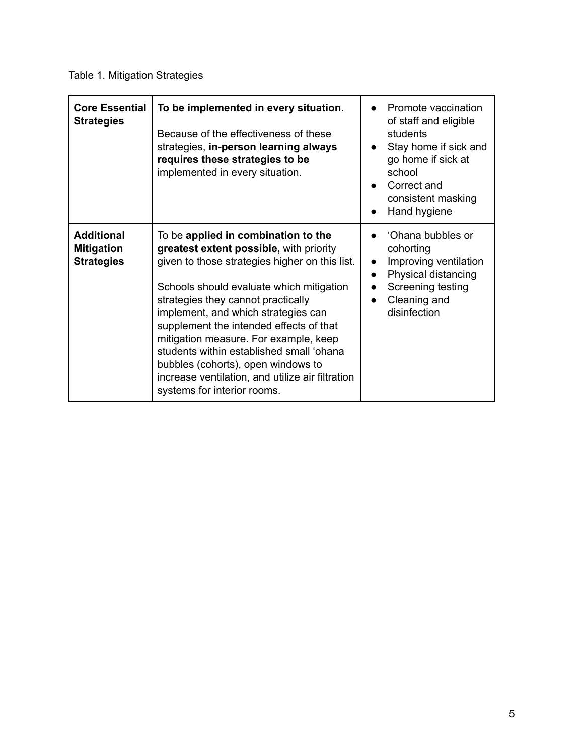Table 1. Mitigation Strategies

| | | |
|---|---|---|
| **Core Essential Strategies** | **To be implemented in every situation.**<br><br>Because of the effectiveness of these strategies, **in-person learning always requires these strategies to be** implemented in every situation. | • Promote vaccination of staff and eligible students<br>• Stay home if sick and go home if sick at school<br>• Correct and consistent masking<br>• Hand hygiene |
| **Additional Mitigation Strategies** | To be **applied in combination to the greatest extent possible,** with priority given to those strategies higher on this list.<br><br>Schools should evaluate which mitigation strategies they cannot practically implement, and which strategies can supplement the intended effects of that mitigation measure. For example, keep students within established small ʻohana bubbles (cohorts), open windows to increase ventilation, and utilize air filtration systems for interior rooms. | • ʻOhana bubbles or cohorting<br>• Improving ventilation<br>• Physical distancing<br>• Screening testing<br>• Cleaning and disinfection |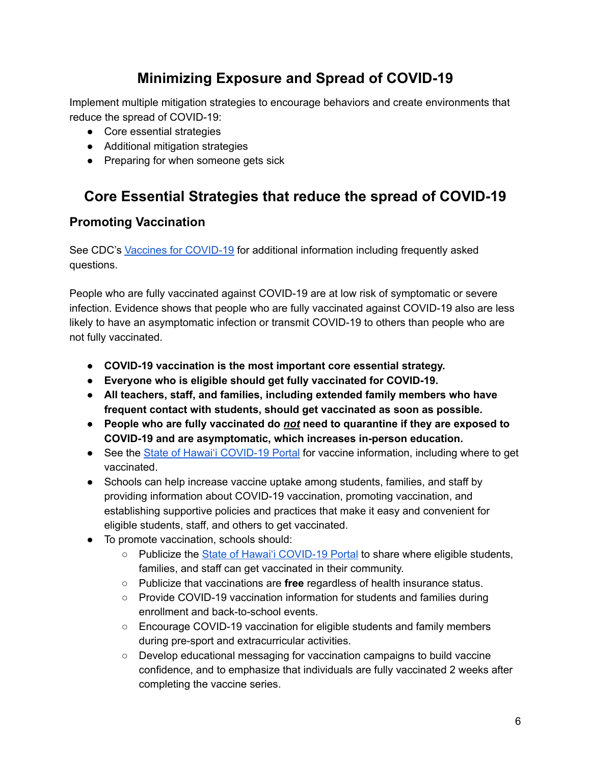# Minimizing Exposure and Spread of COVID-19

Implement multiple mitigation strategies to encourage behaviors and create environments that reduce the spread of COVID-19:

- Core essential strategies
- Additional mitigation strategies
- Preparing for when someone gets sick

# Core Essential Strategies that reduce the spread of COVID-19

## Promoting Vaccination

See CDC's [Vaccines for COVID-19]() for additional information including frequently asked questions.

People who are fully vaccinated against COVID-19 are at low risk of symptomatic or severe infection. Evidence shows that people who are fully vaccinated against COVID-19 also are less likely to have an asymptomatic infection or transmit COVID-19 to others than people who are not fully vaccinated.

- **COVID-19 vaccination is the most important core essential strategy.**
- **Everyone who is eligible should get fully vaccinated for COVID-19.**
- **All teachers, staff, and families, including extended family members who have frequent contact with students, should get vaccinated as soon as possible.**
- **People who are fully vaccinated do *<u>not</u>* need to quarantine if they are exposed to COVID-19 and are asymptomatic, which increases in-person education.**
- See the [State of Hawaiʻi COVID-19 Portal]() for vaccine information, including where to get vaccinated.
- Schools can help increase vaccine uptake among students, families, and staff by providing information about COVID-19 vaccination, promoting vaccination, and establishing supportive policies and practices that make it easy and convenient for eligible students, staff, and others to get vaccinated.
- To promote vaccination, schools should:
  - Publicize the [State of Hawaiʻi COVID-19 Portal]() to share where eligible students, families, and staff can get vaccinated in their community.
  - Publicize that vaccinations are **free** regardless of health insurance status.
  - Provide COVID-19 vaccination information for students and families during enrollment and back-to-school events.
  - Encourage COVID-19 vaccination for eligible students and family members during pre-sport and extracurricular activities.
  - Develop educational messaging for vaccination campaigns to build vaccine confidence, and to emphasize that individuals are fully vaccinated 2 weeks after completing the vaccine series.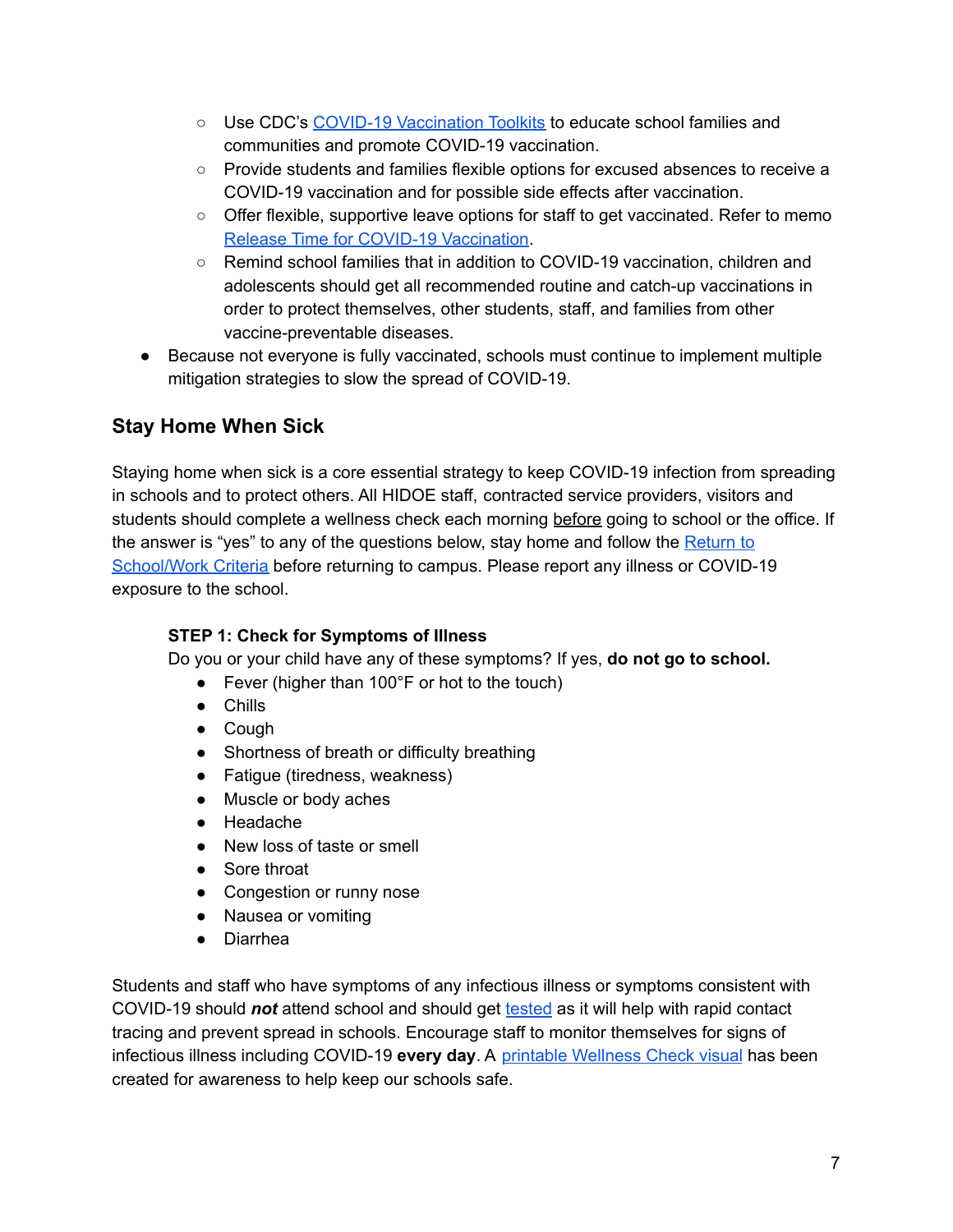- Use CDC's [COVID-19 Vaccination Toolkits] to educate school families and communities and promote COVID-19 vaccination.
  - Provide students and families flexible options for excused absences to receive a COVID-19 vaccination and for possible side effects after vaccination.
  - Offer flexible, supportive leave options for staff to get vaccinated. Refer to memo Release Time for COVID-19 Vaccination.
  - Remind school families that in addition to COVID-19 vaccination, children and adolescents should get all recommended routine and catch-up vaccinations in order to protect themselves, other students, staff, and families from other vaccine-preventable diseases.
- Because not everyone is fully vaccinated, schools must continue to implement multiple mitigation strategies to slow the spread of COVID-19.

## Stay Home When Sick

Staying home when sick is a core essential strategy to keep COVID-19 infection from spreading in schools and to protect others. All HIDOE staff, contracted service providers, visitors and students should complete a wellness check each morning before going to school or the office. If the answer is "yes" to any of the questions below, stay home and follow the Return to School/Work Criteria before returning to campus. Please report any illness or COVID-19 exposure to the school.

**STEP 1: Check for Symptoms of Illness**

Do you or your child have any of these symptoms? If yes, **do not go to school.**

- Fever (higher than 100°F or hot to the touch)
- Chills
- Cough
- Shortness of breath or difficulty breathing
- Fatigue (tiredness, weakness)
- Muscle or body aches
- Headache
- New loss of taste or smell
- Sore throat
- Congestion or runny nose
- Nausea or vomiting
- Diarrhea

Students and staff who have symptoms of any infectious illness or symptoms consistent with COVID-19 should ***not*** attend school and should get tested as it will help with rapid contact tracing and prevent spread in schools. Encourage staff to monitor themselves for signs of infectious illness including COVID-19 **every day**. A printable Wellness Check visual has been created for awareness to help keep our schools safe.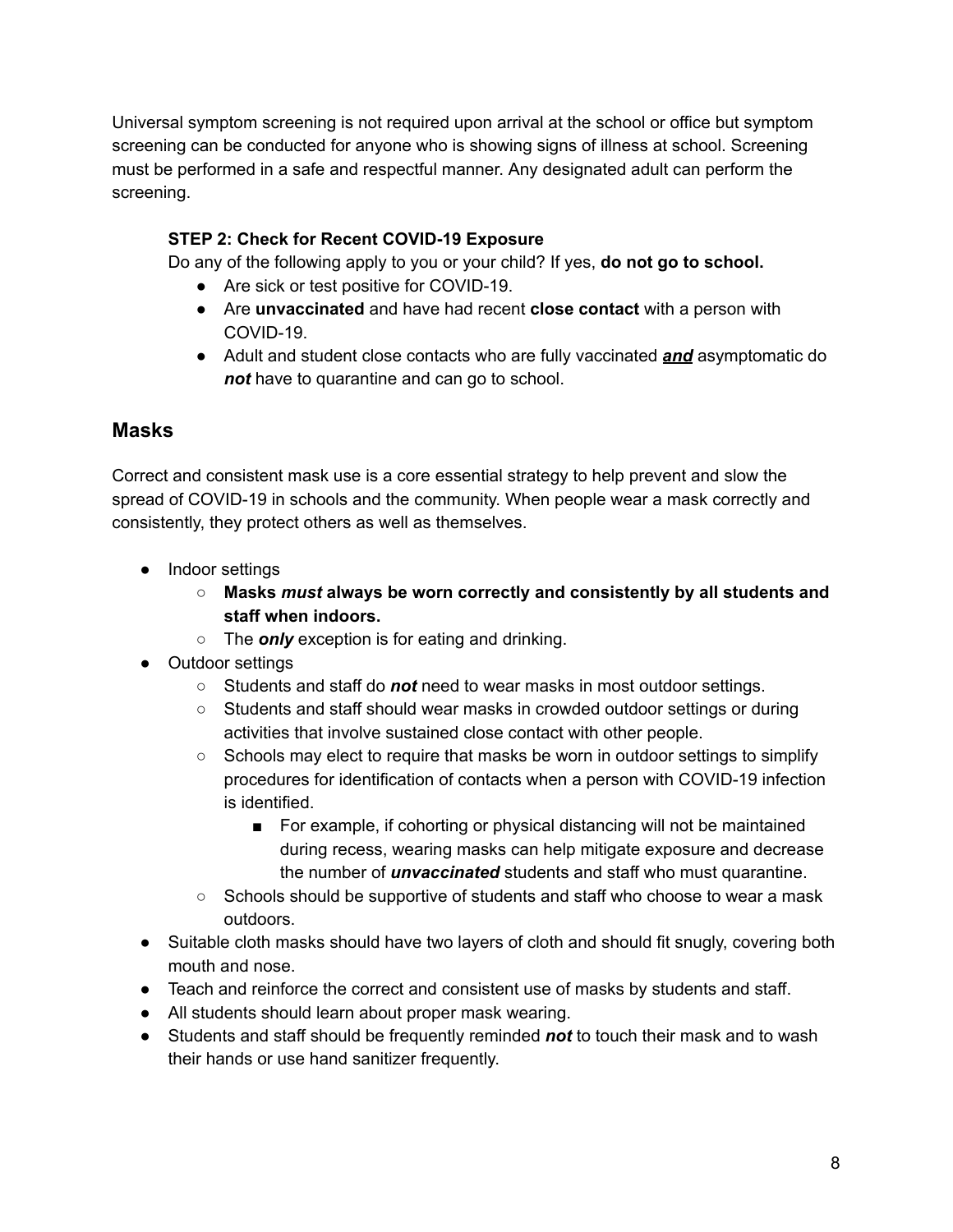Universal symptom screening is not required upon arrival at the school or office but symptom screening can be conducted for anyone who is showing signs of illness at school. Screening must be performed in a safe and respectful manner. Any designated adult can perform the screening.

**STEP 2: Check for Recent COVID-19 Exposure**

Do any of the following apply to you or your child? If yes, **do not go to school.**

- Are sick or test positive for COVID-19.
- Are **unvaccinated** and have had recent **close contact** with a person with COVID-19.
- Adult and student close contacts who are fully vaccinated ***and*** asymptomatic do ***not*** have to quarantine and can go to school.

## Masks

Correct and consistent mask use is a core essential strategy to help prevent and slow the spread of COVID-19 in schools and the community. When people wear a mask correctly and consistently, they protect others as well as themselves.

- Indoor settings
  - **Masks *must* always be worn correctly and consistently by all students and staff when indoors.**
  - The ***only*** exception is for eating and drinking.
- Outdoor settings
  - Students and staff do ***not*** need to wear masks in most outdoor settings.
  - Students and staff should wear masks in crowded outdoor settings or during activities that involve sustained close contact with other people.
  - Schools may elect to require that masks be worn in outdoor settings to simplify procedures for identification of contacts when a person with COVID-19 infection is identified.
    - For example, if cohorting or physical distancing will not be maintained during recess, wearing masks can help mitigate exposure and decrease the number of ***unvaccinated*** students and staff who must quarantine.
  - Schools should be supportive of students and staff who choose to wear a mask outdoors.
- Suitable cloth masks should have two layers of cloth and should fit snugly, covering both mouth and nose.
- Teach and reinforce the correct and consistent use of masks by students and staff.
- All students should learn about proper mask wearing.
- Students and staff should be frequently reminded ***not*** to touch their mask and to wash their hands or use hand sanitizer frequently.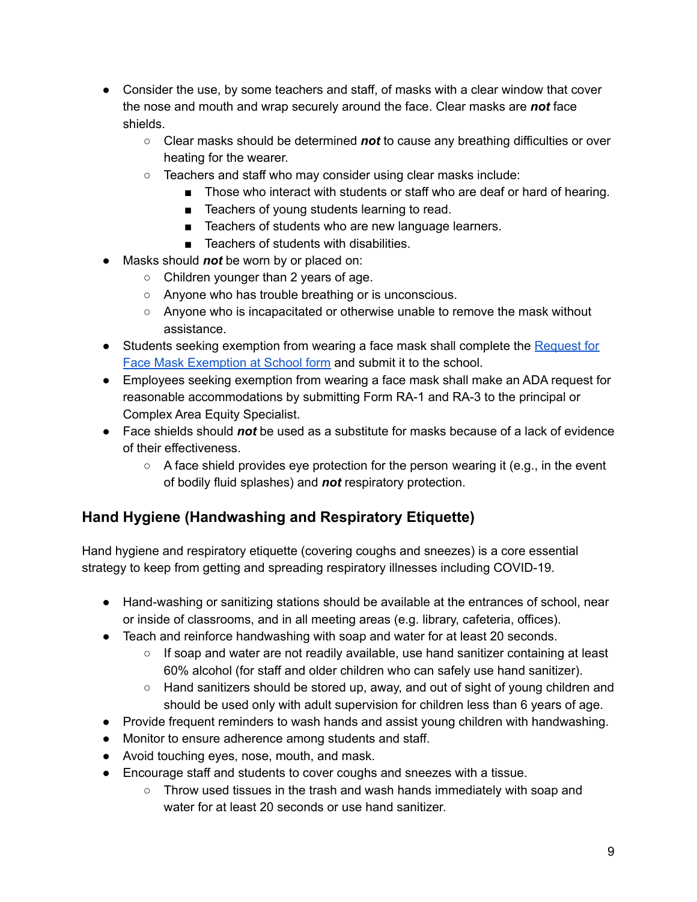- Consider the use, by some teachers and staff, of masks with a clear window that cover the nose and mouth and wrap securely around the face. Clear masks are ***not*** face shields.
  - Clear masks should be determined ***not*** to cause any breathing difficulties or over heating for the wearer.
  - Teachers and staff who may consider using clear masks include:
    - Those who interact with students or staff who are deaf or hard of hearing.
    - Teachers of young students learning to read.
    - Teachers of students who are new language learners.
    - Teachers of students with disabilities.
- Masks should ***not*** be worn by or placed on:
  - Children younger than 2 years of age.
  - Anyone who has trouble breathing or is unconscious.
  - Anyone who is incapacitated or otherwise unable to remove the mask without assistance.
- Students seeking exemption from wearing a face mask shall complete the [Request for Face Mask Exemption at School form] and submit it to the school.
- Employees seeking exemption from wearing a face mask shall make an ADA request for reasonable accommodations by submitting Form RA-1 and RA-3 to the principal or Complex Area Equity Specialist.
- Face shields should ***not*** be used as a substitute for masks because of a lack of evidence of their effectiveness.
  - A face shield provides eye protection for the person wearing it (e.g., in the event of bodily fluid splashes) and ***not*** respiratory protection.

## Hand Hygiene (Handwashing and Respiratory Etiquette)

Hand hygiene and respiratory etiquette (covering coughs and sneezes) is a core essential strategy to keep from getting and spreading respiratory illnesses including COVID-19.

- Hand-washing or sanitizing stations should be available at the entrances of school, near or inside of classrooms, and in all meeting areas (e.g. library, cafeteria, offices).
- Teach and reinforce handwashing with soap and water for at least 20 seconds.
  - If soap and water are not readily available, use hand sanitizer containing at least 60% alcohol (for staff and older children who can safely use hand sanitizer).
  - Hand sanitizers should be stored up, away, and out of sight of young children and should be used only with adult supervision for children less than 6 years of age.
- Provide frequent reminders to wash hands and assist young children with handwashing.
- Monitor to ensure adherence among students and staff.
- Avoid touching eyes, nose, mouth, and mask.
- Encourage staff and students to cover coughs and sneezes with a tissue.
  - Throw used tissues in the trash and wash hands immediately with soap and water for at least 20 seconds or use hand sanitizer.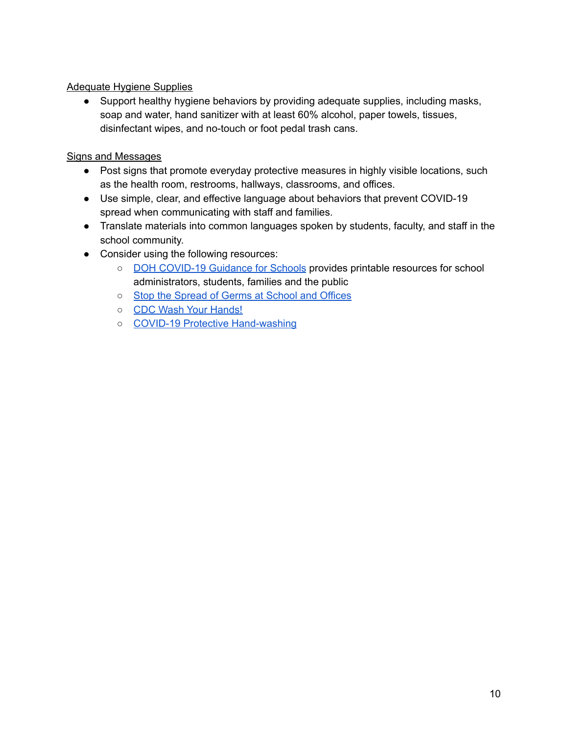<u>Adequate Hygiene Supplies</u>

- Support healthy hygiene behaviors by providing adequate supplies, including masks, soap and water, hand sanitizer with at least 60% alcohol, paper towels, tissues, disinfectant wipes, and no-touch or foot pedal trash cans.

<u>Signs and Messages</u>

- Post signs that promote everyday protective measures in highly visible locations, such as the health room, restrooms, hallways, classrooms, and offices.
- Use simple, clear, and effective language about behaviors that prevent COVID-19 spread when communicating with staff and families.
- Translate materials into common languages spoken by students, faculty, and staff in the school community.
- Consider using the following resources:
  - DOH COVID-19 Guidance for Schools provides printable resources for school administrators, students, families and the public
  - Stop the Spread of Germs at School and Offices
  - CDC Wash Your Hands!
  - COVID-19 Protective Hand-washing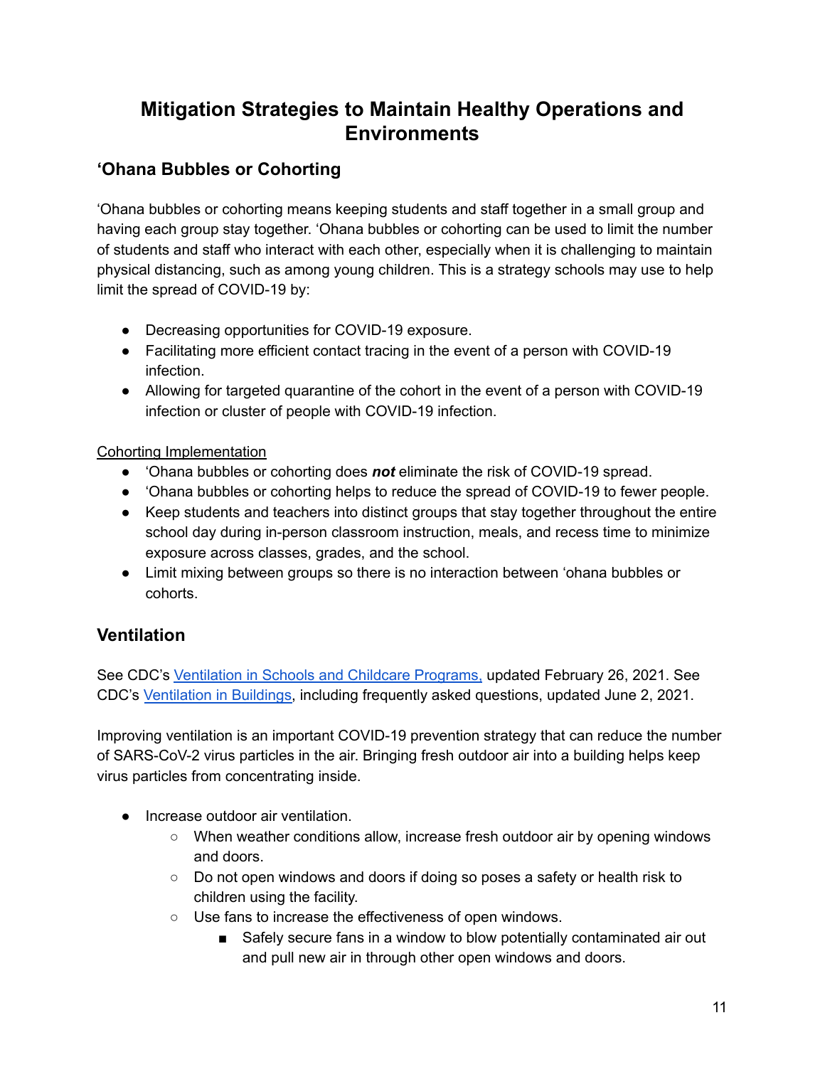# Mitigation Strategies to Maintain Healthy Operations and Environments

## 'Ohana Bubbles or Cohorting

'Ohana bubbles or cohorting means keeping students and staff together in a small group and having each group stay together. 'Ohana bubbles or cohorting can be used to limit the number of students and staff who interact with each other, especially when it is challenging to maintain physical distancing, such as among young children. This is a strategy schools may use to help limit the spread of COVID-19 by:

- Decreasing opportunities for COVID-19 exposure.
- Facilitating more efficient contact tracing in the event of a person with COVID-19 infection.
- Allowing for targeted quarantine of the cohort in the event of a person with COVID-19 infection or cluster of people with COVID-19 infection.

Cohorting Implementation

- 'Ohana bubbles or cohorting does ***not*** eliminate the risk of COVID-19 spread.
- 'Ohana bubbles or cohorting helps to reduce the spread of COVID-19 to fewer people.
- Keep students and teachers into distinct groups that stay together throughout the entire school day during in-person classroom instruction, meals, and recess time to minimize exposure across classes, grades, and the school.
- Limit mixing between groups so there is no interaction between 'ohana bubbles or cohorts.

## Ventilation

See CDC's Ventilation in Schools and Childcare Programs, updated February 26, 2021. See CDC's Ventilation in Buildings, including frequently asked questions, updated June 2, 2021.

Improving ventilation is an important COVID-19 prevention strategy that can reduce the number of SARS-CoV-2 virus particles in the air. Bringing fresh outdoor air into a building helps keep virus particles from concentrating inside.

- Increase outdoor air ventilation.
  - When weather conditions allow, increase fresh outdoor air by opening windows and doors.
  - Do not open windows and doors if doing so poses a safety or health risk to children using the facility.
  - Use fans to increase the effectiveness of open windows.
    - Safely secure fans in a window to blow potentially contaminated air out and pull new air in through other open windows and doors.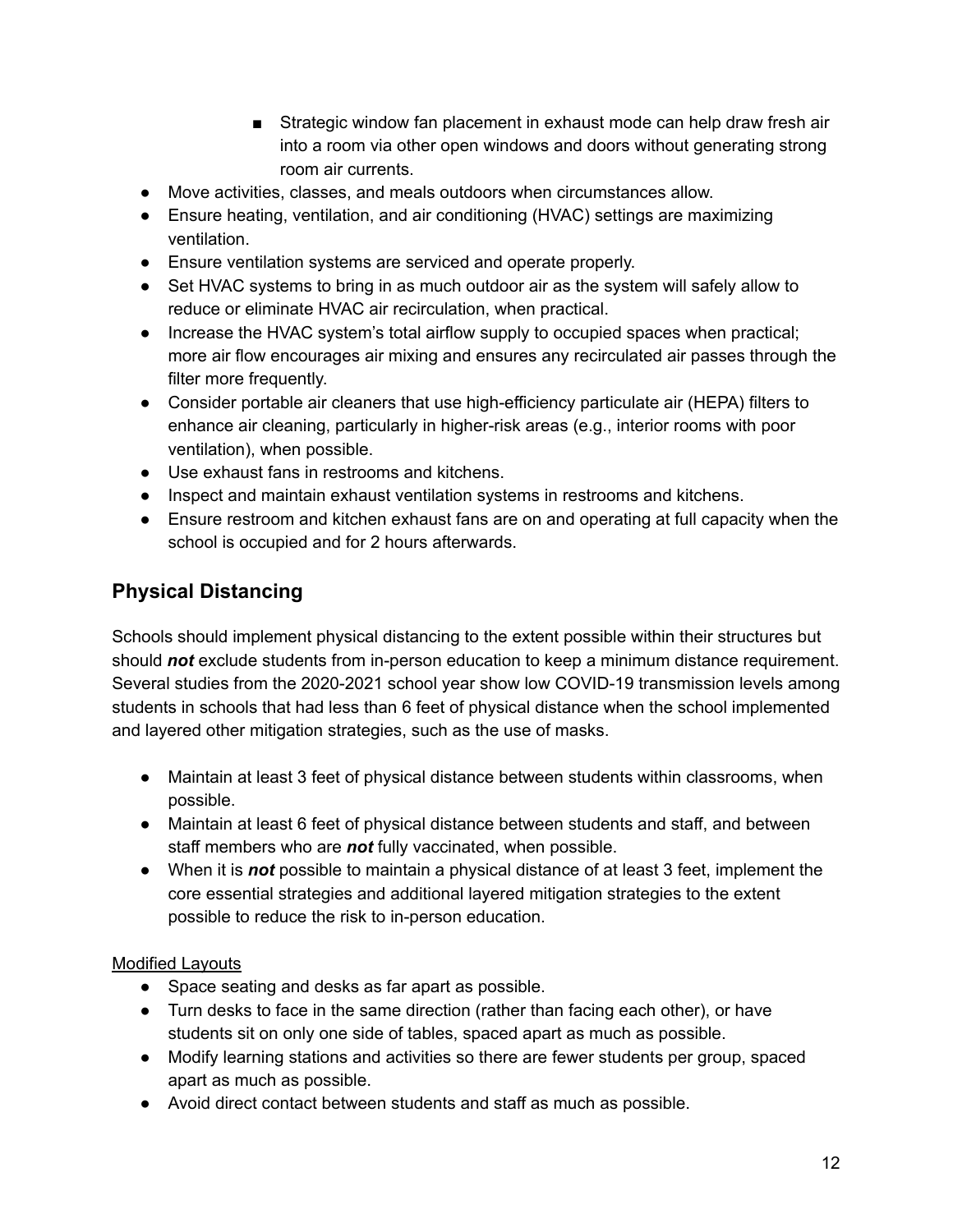- Strategic window fan placement in exhaust mode can help draw fresh air into a room via other open windows and doors without generating strong room air currents.
- Move activities, classes, and meals outdoors when circumstances allow.
- Ensure heating, ventilation, and air conditioning (HVAC) settings are maximizing ventilation.
- Ensure ventilation systems are serviced and operate properly.
- Set HVAC systems to bring in as much outdoor air as the system will safely allow to reduce or eliminate HVAC air recirculation, when practical.
- Increase the HVAC system's total airflow supply to occupied spaces when practical; more air flow encourages air mixing and ensures any recirculated air passes through the filter more frequently.
- Consider portable air cleaners that use high-efficiency particulate air (HEPA) filters to enhance air cleaning, particularly in higher-risk areas (e.g., interior rooms with poor ventilation), when possible.
- Use exhaust fans in restrooms and kitchens.
- Inspect and maintain exhaust ventilation systems in restrooms and kitchens.
- Ensure restroom and kitchen exhaust fans are on and operating at full capacity when the school is occupied and for 2 hours afterwards.

## Physical Distancing

Schools should implement physical distancing to the extent possible within their structures but should ***not*** exclude students from in-person education to keep a minimum distance requirement. Several studies from the 2020-2021 school year show low COVID-19 transmission levels among students in schools that had less than 6 feet of physical distance when the school implemented and layered other mitigation strategies, such as the use of masks.

- Maintain at least 3 feet of physical distance between students within classrooms, when possible.
- Maintain at least 6 feet of physical distance between students and staff, and between staff members who are ***not*** fully vaccinated, when possible.
- When it is ***not*** possible to maintain a physical distance of at least 3 feet, implement the core essential strategies and additional layered mitigation strategies to the extent possible to reduce the risk to in-person education.

<u>Modified Layouts</u>

- Space seating and desks as far apart as possible.
- Turn desks to face in the same direction (rather than facing each other), or have students sit on only one side of tables, spaced apart as much as possible.
- Modify learning stations and activities so there are fewer students per group, spaced apart as much as possible.
- Avoid direct contact between students and staff as much as possible.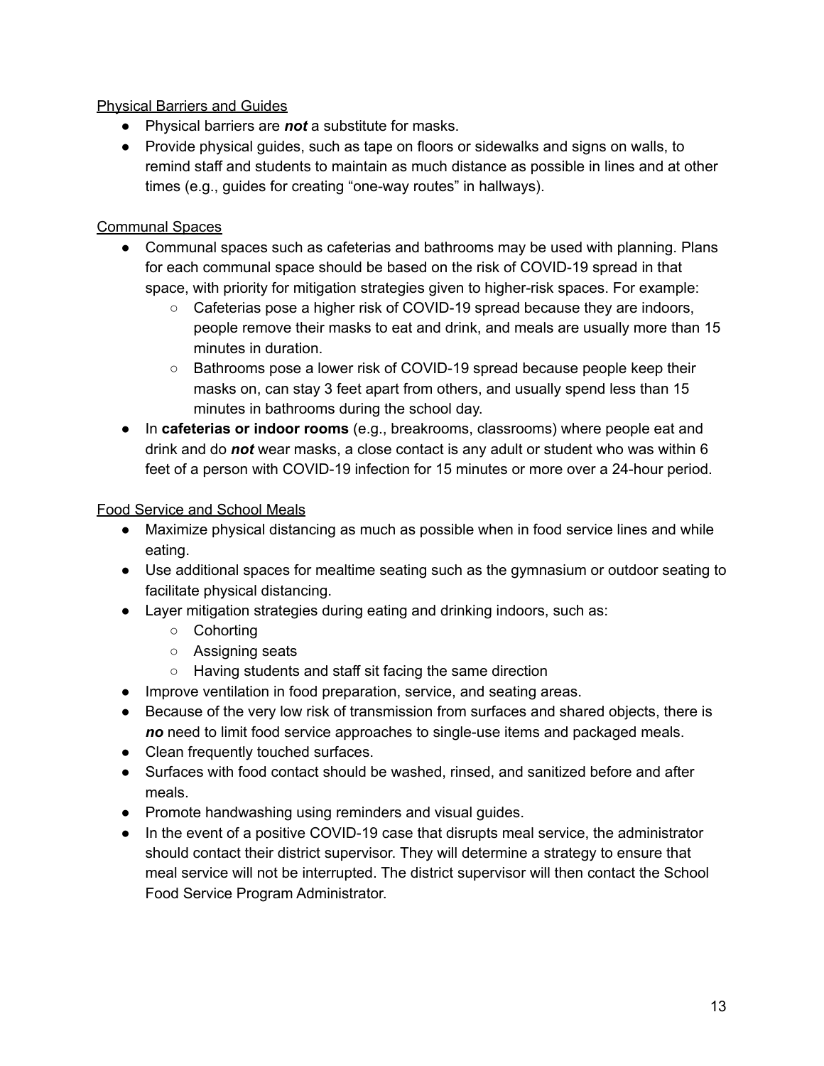<u>Physical Barriers and Guides</u>

- Physical barriers are ***not*** a substitute for masks.
- Provide physical guides, such as tape on floors or sidewalks and signs on walls, to remind staff and students to maintain as much distance as possible in lines and at other times (e.g., guides for creating "one-way routes" in hallways).

<u>Communal Spaces</u>

- Communal spaces such as cafeterias and bathrooms may be used with planning. Plans for each communal space should be based on the risk of COVID-19 spread in that space, with priority for mitigation strategies given to higher-risk spaces. For example:
  - Cafeterias pose a higher risk of COVID-19 spread because they are indoors, people remove their masks to eat and drink, and meals are usually more than 15 minutes in duration.
  - Bathrooms pose a lower risk of COVID-19 spread because people keep their masks on, can stay 3 feet apart from others, and usually spend less than 15 minutes in bathrooms during the school day.
- In **cafeterias or indoor rooms** (e.g., breakrooms, classrooms) where people eat and drink and do ***not*** wear masks, a close contact is any adult or student who was within 6 feet of a person with COVID-19 infection for 15 minutes or more over a 24-hour period.

<u>Food Service and School Meals</u>

- Maximize physical distancing as much as possible when in food service lines and while eating.
- Use additional spaces for mealtime seating such as the gymnasium or outdoor seating to facilitate physical distancing.
- Layer mitigation strategies during eating and drinking indoors, such as:
  - Cohorting
  - Assigning seats
  - Having students and staff sit facing the same direction
- Improve ventilation in food preparation, service, and seating areas.
- Because of the very low risk of transmission from surfaces and shared objects, there is ***no*** need to limit food service approaches to single-use items and packaged meals.
- Clean frequently touched surfaces.
- Surfaces with food contact should be washed, rinsed, and sanitized before and after meals.
- Promote handwashing using reminders and visual guides.
- In the event of a positive COVID-19 case that disrupts meal service, the administrator should contact their district supervisor. They will determine a strategy to ensure that meal service will not be interrupted. The district supervisor will then contact the School Food Service Program Administrator.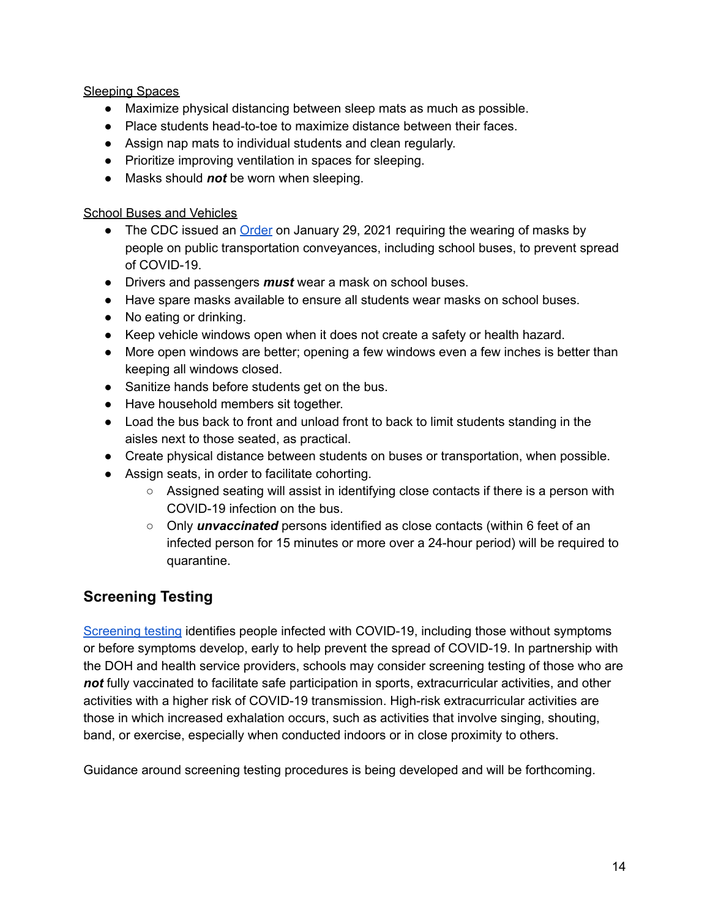<u>Sleeping Spaces</u>

- Maximize physical distancing between sleep mats as much as possible.
- Place students head-to-toe to maximize distance between their faces.
- Assign nap mats to individual students and clean regularly.
- Prioritize improving ventilation in spaces for sleeping.
- Masks should ***not*** be worn when sleeping.

<u>School Buses and Vehicles</u>

- The CDC issued an [Order](#) on January 29, 2021 requiring the wearing of masks by people on public transportation conveyances, including school buses, to prevent spread of COVID-19.
- Drivers and passengers ***must*** wear a mask on school buses.
- Have spare masks available to ensure all students wear masks on school buses.
- No eating or drinking.
- Keep vehicle windows open when it does not create a safety or health hazard.
- More open windows are better; opening a few windows even a few inches is better than keeping all windows closed.
- Sanitize hands before students get on the bus.
- Have household members sit together.
- Load the bus back to front and unload front to back to limit students standing in the aisles next to those seated, as practical.
- Create physical distance between students on buses or transportation, when possible.
- Assign seats, in order to facilitate cohorting.
    - Assigned seating will assist in identifying close contacts if there is a person with COVID-19 infection on the bus.
    - Only ***unvaccinated*** persons identified as close contacts (within 6 feet of an infected person for 15 minutes or more over a 24-hour period) will be required to quarantine.

## Screening Testing

[Screening testing](#) identifies people infected with COVID-19, including those without symptoms or before symptoms develop, early to help prevent the spread of COVID-19. In partnership with the DOH and health service providers, schools may consider screening testing of those who are ***not*** fully vaccinated to facilitate safe participation in sports, extracurricular activities, and other activities with a higher risk of COVID-19 transmission. High-risk extracurricular activities are those in which increased exhalation occurs, such as activities that involve singing, shouting, band, or exercise, especially when conducted indoors or in close proximity to others.

Guidance around screening testing procedures is being developed and will be forthcoming.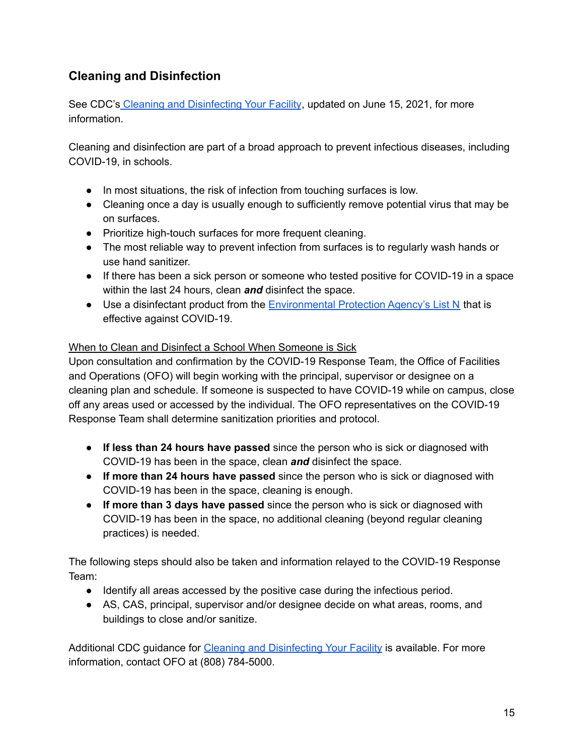## Cleaning and Disinfection

See CDC's Cleaning and Disinfecting Your Facility, updated on June 15, 2021, for more information.

Cleaning and disinfection are part of a broad approach to prevent infectious diseases, including COVID-19, in schools.

- In most situations, the risk of infection from touching surfaces is low.
- Cleaning once a day is usually enough to sufficiently remove potential virus that may be on surfaces.
- Prioritize high-touch surfaces for more frequent cleaning.
- The most reliable way to prevent infection from surfaces is to regularly wash hands or use hand sanitizer.
- If there has been a sick person or someone who tested positive for COVID-19 in a space within the last 24 hours, clean ***and*** disinfect the space.
- Use a disinfectant product from the Environmental Protection Agency's List N that is effective against COVID-19.

When to Clean and Disinfect a School When Someone is Sick

Upon consultation and confirmation by the COVID-19 Response Team, the Office of Facilities and Operations (OFO) will begin working with the principal, supervisor or designee on a cleaning plan and schedule. If someone is suspected to have COVID-19 while on campus, close off any areas used or accessed by the individual. The OFO representatives on the COVID-19 Response Team shall determine sanitization priorities and protocol.

- **If less than 24 hours have passed** since the person who is sick or diagnosed with COVID-19 has been in the space, clean ***and*** disinfect the space.
- **If more than 24 hours have passed** since the person who is sick or diagnosed with COVID-19 has been in the space, cleaning is enough.
- **If more than 3 days have passed** since the person who is sick or diagnosed with COVID-19 has been in the space, no additional cleaning (beyond regular cleaning practices) is needed.

The following steps should also be taken and information relayed to the COVID-19 Response Team:

- Identify all areas accessed by the positive case during the infectious period.
- AS, CAS, principal, supervisor and/or designee decide on what areas, rooms, and buildings to close and/or sanitize.

Additional CDC guidance for Cleaning and Disinfecting Your Facility is available. For more information, contact OFO at (808) 784-5000.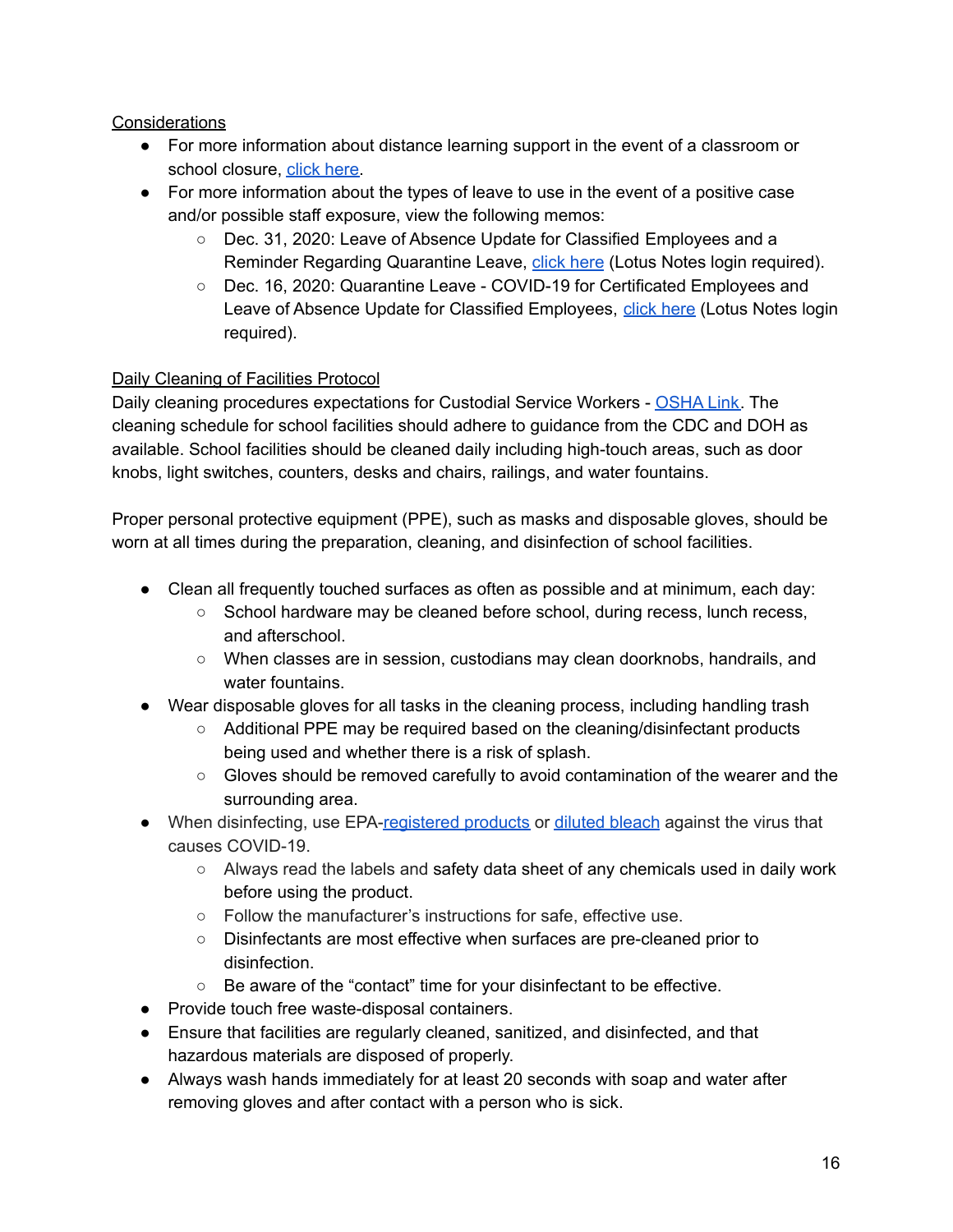Considerations

- For more information about distance learning support in the event of a classroom or school closure, click here.
- For more information about the types of leave to use in the event of a positive case and/or possible staff exposure, view the following memos:
  - Dec. 31, 2020: Leave of Absence Update for Classified Employees and a Reminder Regarding Quarantine Leave, click here (Lotus Notes login required).
  - Dec. 16, 2020: Quarantine Leave - COVID-19 for Certificated Employees and Leave of Absence Update for Classified Employees, click here (Lotus Notes login required).

Daily Cleaning of Facilities Protocol

Daily cleaning procedures expectations for Custodial Service Workers - OSHA Link. The cleaning schedule for school facilities should adhere to guidance from the CDC and DOH as available. School facilities should be cleaned daily including high-touch areas, such as door knobs, light switches, counters, desks and chairs, railings, and water fountains.

Proper personal protective equipment (PPE), such as masks and disposable gloves, should be worn at all times during the preparation, cleaning, and disinfection of school facilities.

- Clean all frequently touched surfaces as often as possible and at minimum, each day:
  - School hardware may be cleaned before school, during recess, lunch recess, and afterschool.
  - When classes are in session, custodians may clean doorknobs, handrails, and water fountains.
- Wear disposable gloves for all tasks in the cleaning process, including handling trash
  - Additional PPE may be required based on the cleaning/disinfectant products being used and whether there is a risk of splash.
  - Gloves should be removed carefully to avoid contamination of the wearer and the surrounding area.
- When disinfecting, use EPA-registered products or diluted bleach against the virus that causes COVID-19.
  - Always read the labels and safety data sheet of any chemicals used in daily work before using the product.
  - Follow the manufacturer's instructions for safe, effective use.
  - Disinfectants are most effective when surfaces are pre-cleaned prior to disinfection.
  - Be aware of the "contact" time for your disinfectant to be effective.
- Provide touch free waste-disposal containers.
- Ensure that facilities are regularly cleaned, sanitized, and disinfected, and that hazardous materials are disposed of properly.
- Always wash hands immediately for at least 20 seconds with soap and water after removing gloves and after contact with a person who is sick.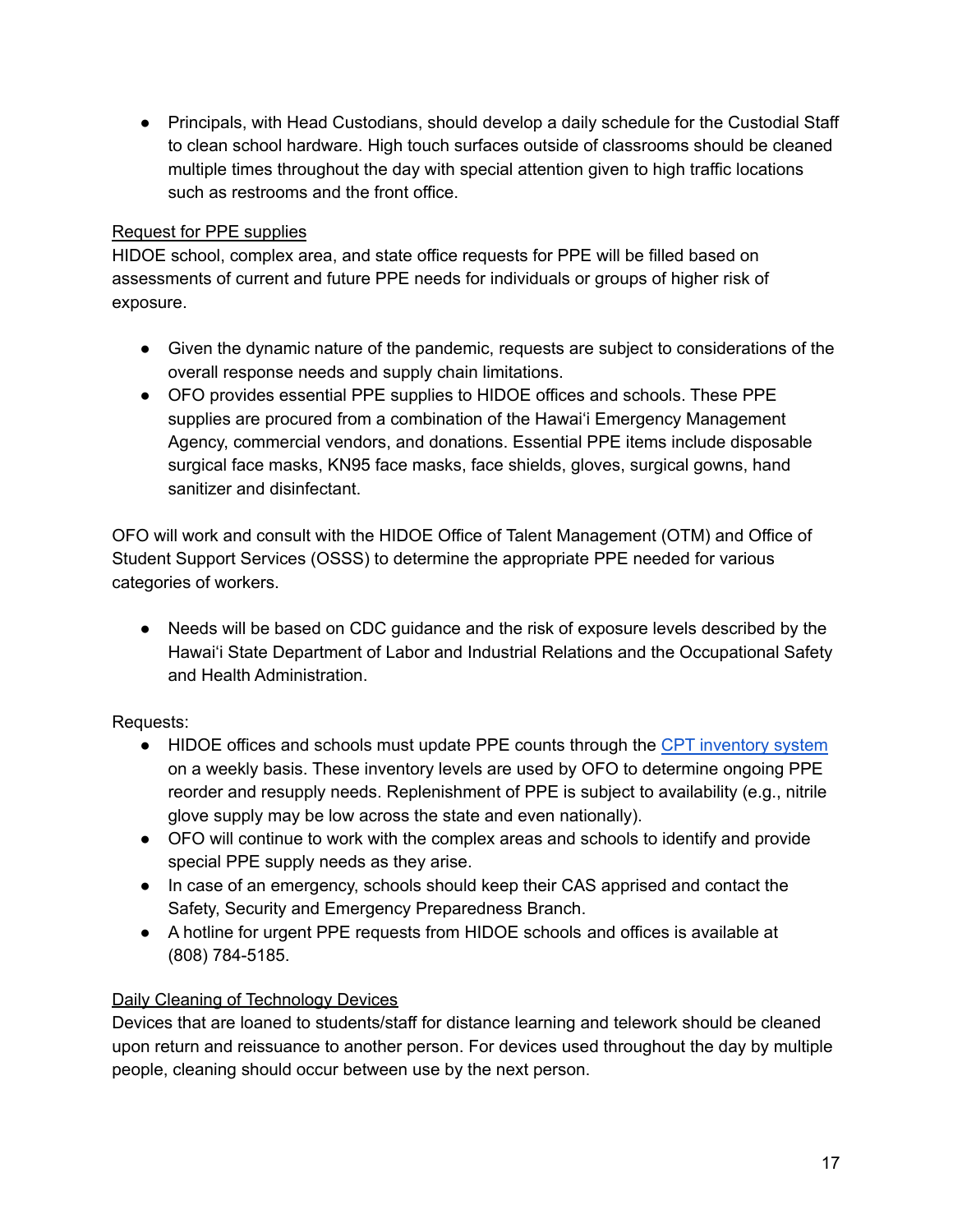- Principals, with Head Custodians, should develop a daily schedule for the Custodial Staff to clean school hardware. High touch surfaces outside of classrooms should be cleaned multiple times throughout the day with special attention given to high traffic locations such as restrooms and the front office.

Request for PPE supplies

HIDOE school, complex area, and state office requests for PPE will be filled based on assessments of current and future PPE needs for individuals or groups of higher risk of exposure.

- Given the dynamic nature of the pandemic, requests are subject to considerations of the overall response needs and supply chain limitations.
- OFO provides essential PPE supplies to HIDOE offices and schools. These PPE supplies are procured from a combination of the Hawaiʻi Emergency Management Agency, commercial vendors, and donations. Essential PPE items include disposable surgical face masks, KN95 face masks, face shields, gloves, surgical gowns, hand sanitizer and disinfectant.

OFO will work and consult with the HIDOE Office of Talent Management (OTM) and Office of Student Support Services (OSSS) to determine the appropriate PPE needed for various categories of workers.

- Needs will be based on CDC guidance and the risk of exposure levels described by the Hawaiʻi State Department of Labor and Industrial Relations and the Occupational Safety and Health Administration.

Requests:

- HIDOE offices and schools must update PPE counts through the CPT inventory system on a weekly basis. These inventory levels are used by OFO to determine ongoing PPE reorder and resupply needs. Replenishment of PPE is subject to availability (e.g., nitrile glove supply may be low across the state and even nationally).
- OFO will continue to work with the complex areas and schools to identify and provide special PPE supply needs as they arise.
- In case of an emergency, schools should keep their CAS apprised and contact the Safety, Security and Emergency Preparedness Branch.
- A hotline for urgent PPE requests from HIDOE schools and offices is available at (808) 784-5185.

Daily Cleaning of Technology Devices

Devices that are loaned to students/staff for distance learning and telework should be cleaned upon return and reissuance to another person. For devices used throughout the day by multiple people, cleaning should occur between use by the next person.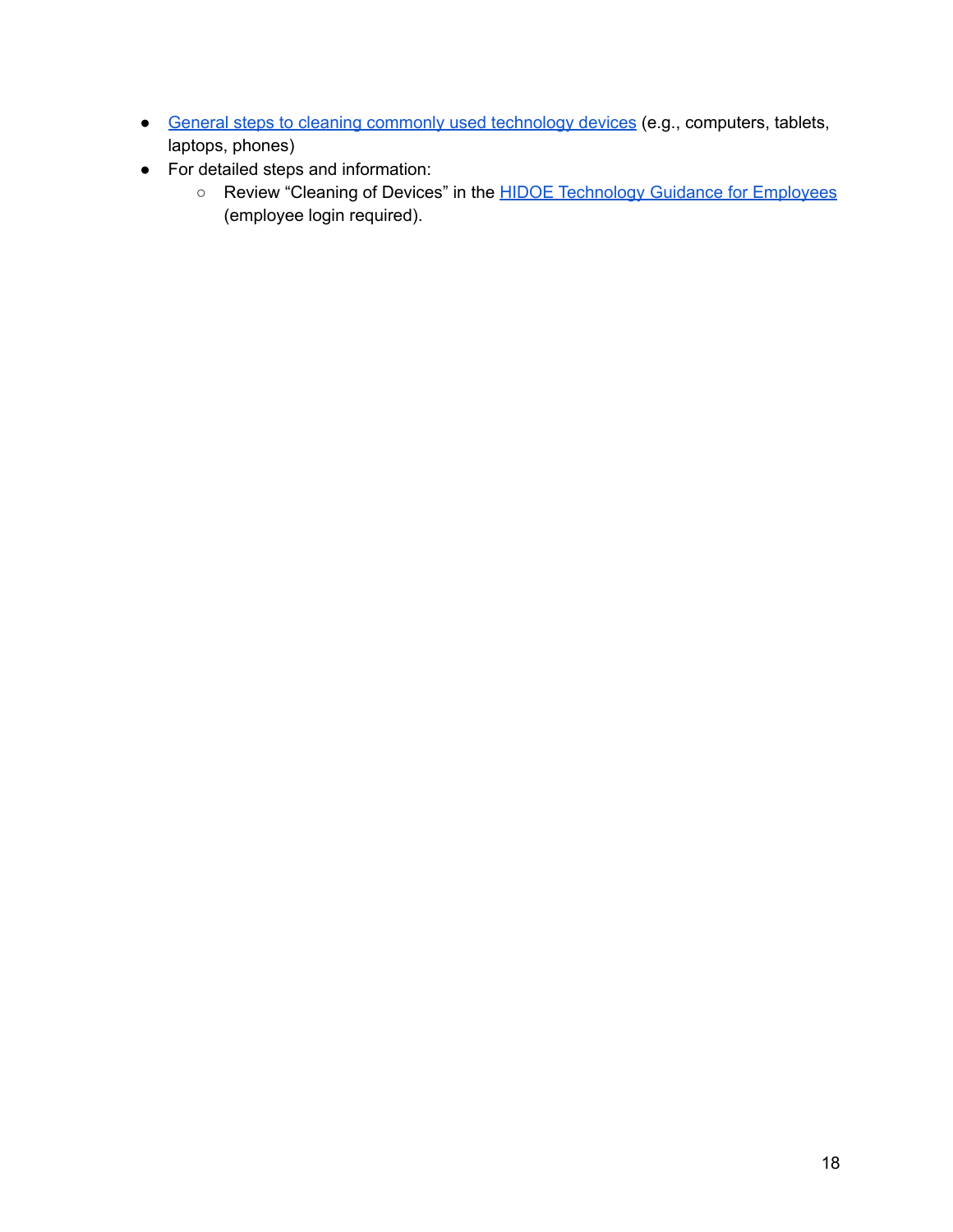- General steps to cleaning commonly used technology devices (e.g., computers, tablets, laptops, phones)
- For detailed steps and information:
  - Review "Cleaning of Devices" in the HIDOE Technology Guidance for Employees (employee login required).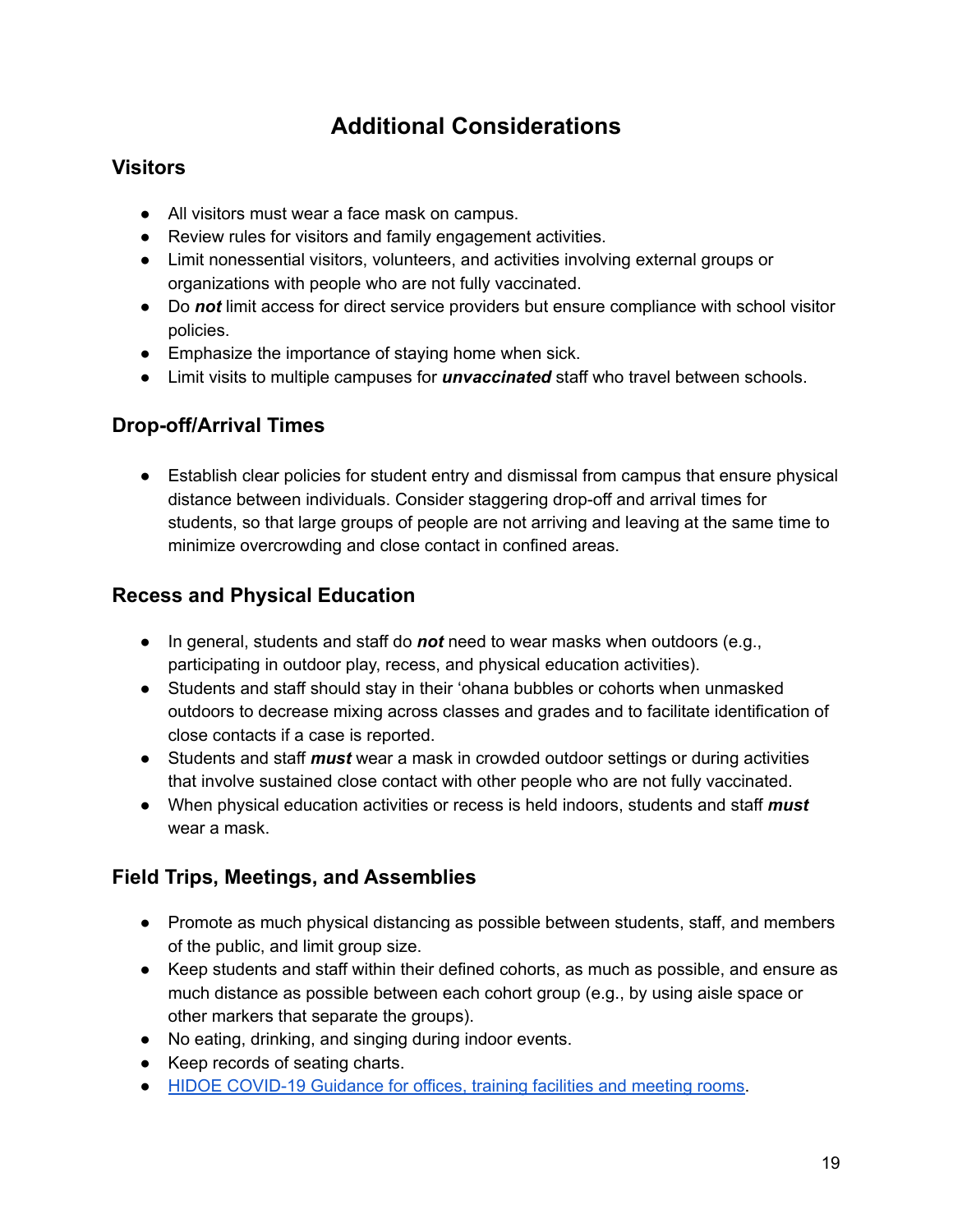# Additional Considerations

## Visitors

- All visitors must wear a face mask on campus.
- Review rules for visitors and family engagement activities.
- Limit nonessential visitors, volunteers, and activities involving external groups or organizations with people who are not fully vaccinated.
- Do ***not*** limit access for direct service providers but ensure compliance with school visitor policies.
- Emphasize the importance of staying home when sick.
- Limit visits to multiple campuses for ***unvaccinated*** staff who travel between schools.

## Drop-off/Arrival Times

- Establish clear policies for student entry and dismissal from campus that ensure physical distance between individuals. Consider staggering drop-off and arrival times for students, so that large groups of people are not arriving and leaving at the same time to minimize overcrowding and close contact in confined areas.

## Recess and Physical Education

- In general, students and staff do ***not*** need to wear masks when outdoors (e.g., participating in outdoor play, recess, and physical education activities).
- Students and staff should stay in their ʻohana bubbles or cohorts when unmasked outdoors to decrease mixing across classes and grades and to facilitate identification of close contacts if a case is reported.
- Students and staff ***must*** wear a mask in crowded outdoor settings or during activities that involve sustained close contact with other people who are not fully vaccinated.
- When physical education activities or recess is held indoors, students and staff ***must*** wear a mask.

## Field Trips, Meetings, and Assemblies

- Promote as much physical distancing as possible between students, staff, and members of the public, and limit group size.
- Keep students and staff within their defined cohorts, as much as possible, and ensure as much distance as possible between each cohort group (e.g., by using aisle space or other markers that separate the groups).
- No eating, drinking, and singing during indoor events.
- Keep records of seating charts.
- HIDOE COVID-19 Guidance for offices, training facilities and meeting rooms.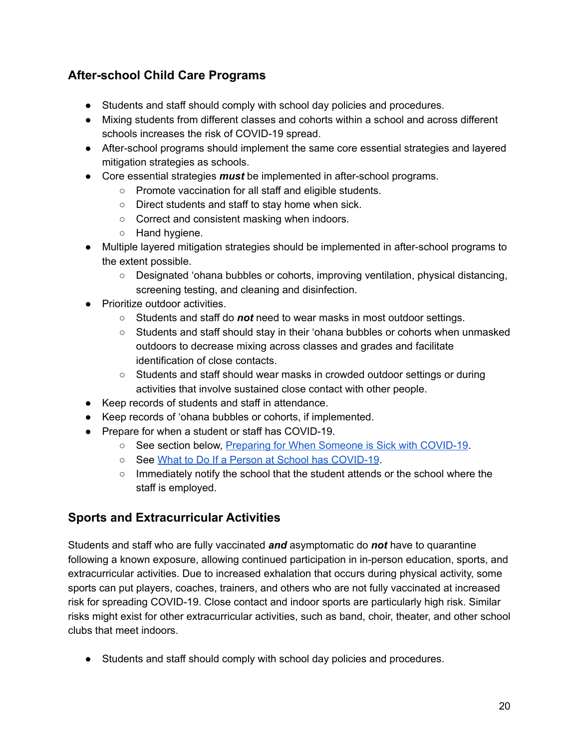## After-school Child Care Programs

- Students and staff should comply with school day policies and procedures.
- Mixing students from different classes and cohorts within a school and across different schools increases the risk of COVID-19 spread.
- After-school programs should implement the same core essential strategies and layered mitigation strategies as schools.
- Core essential strategies ***must*** be implemented in after-school programs.
  - Promote vaccination for all staff and eligible students.
  - Direct students and staff to stay home when sick.
  - Correct and consistent masking when indoors.
  - Hand hygiene.
- Multiple layered mitigation strategies should be implemented in after-school programs to the extent possible.
  - Designated ʻohana bubbles or cohorts, improving ventilation, physical distancing, screening testing, and cleaning and disinfection.
- Prioritize outdoor activities.
  - Students and staff do ***not*** need to wear masks in most outdoor settings.
  - Students and staff should stay in their ʻohana bubbles or cohorts when unmasked outdoors to decrease mixing across classes and grades and facilitate identification of close contacts.
  - Students and staff should wear masks in crowded outdoor settings or during activities that involve sustained close contact with other people.
- Keep records of students and staff in attendance.
- Keep records of ʻohana bubbles or cohorts, if implemented.
- Prepare for when a student or staff has COVID-19.
  - See section below, [Preparing for When Someone is Sick with COVID-19](#).
  - See [What to Do If a Person at School has COVID-19](#).
  - Immediately notify the school that the student attends or the school where the staff is employed.

## Sports and Extracurricular Activities

Students and staff who are fully vaccinated ***and*** asymptomatic do ***not*** have to quarantine following a known exposure, allowing continued participation in in-person education, sports, and extracurricular activities. Due to increased exhalation that occurs during physical activity, some sports can put players, coaches, trainers, and others who are not fully vaccinated at increased risk for spreading COVID-19. Close contact and indoor sports are particularly high risk. Similar risks might exist for other extracurricular activities, such as band, choir, theater, and other school clubs that meet indoors.

- Students and staff should comply with school day policies and procedures.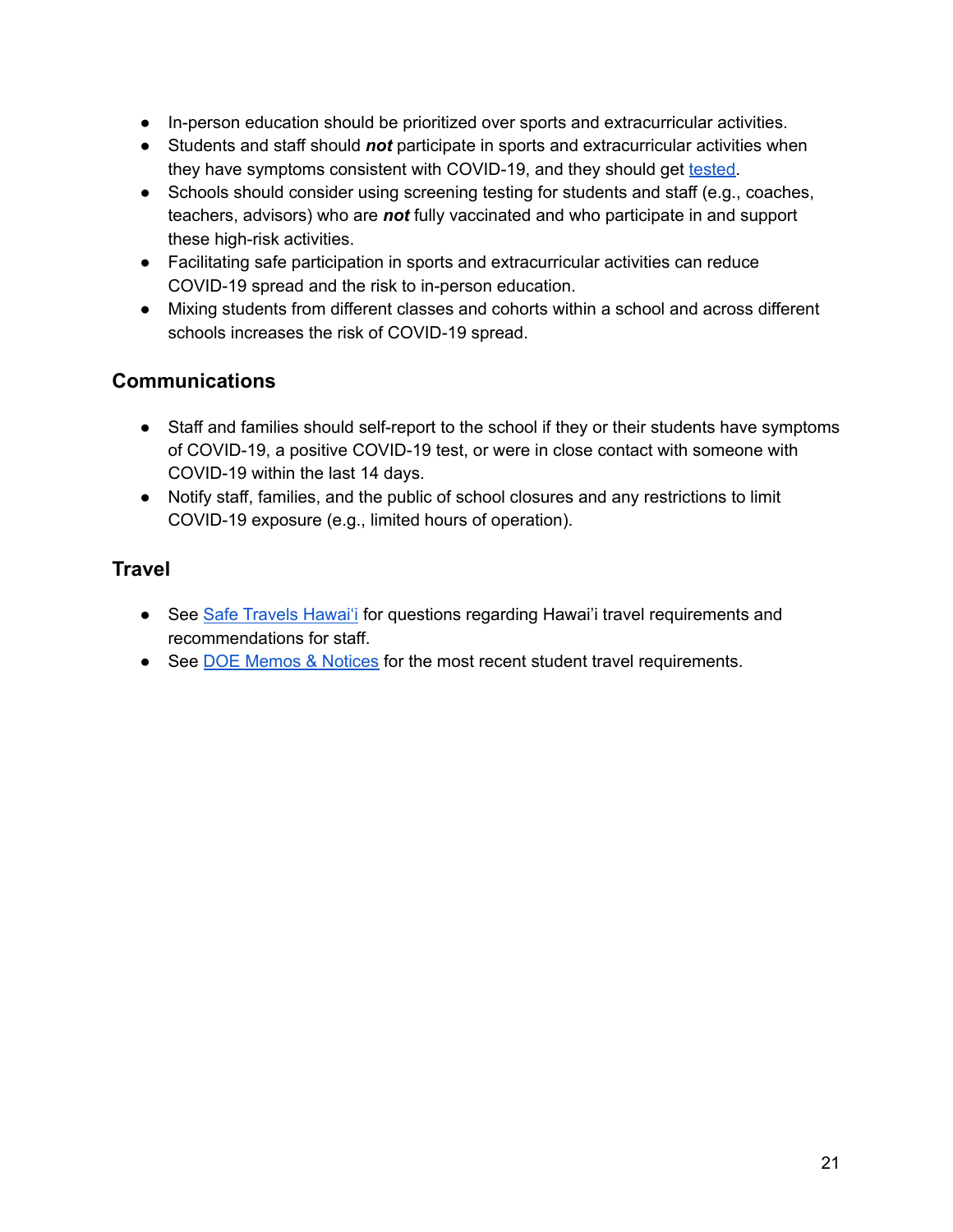- In-person education should be prioritized over sports and extracurricular activities.
- Students and staff should ***not*** participate in sports and extracurricular activities when they have symptoms consistent with COVID-19, and they should get tested.
- Schools should consider using screening testing for students and staff (e.g., coaches, teachers, advisors) who are ***not*** fully vaccinated and who participate in and support these high-risk activities.
- Facilitating safe participation in sports and extracurricular activities can reduce COVID-19 spread and the risk to in-person education.
- Mixing students from different classes and cohorts within a school and across different schools increases the risk of COVID-19 spread.

## Communications

- Staff and families should self-report to the school if they or their students have symptoms of COVID-19, a positive COVID-19 test, or were in close contact with someone with COVID-19 within the last 14 days.
- Notify staff, families, and the public of school closures and any restrictions to limit COVID-19 exposure (e.g., limited hours of operation).

## Travel

- See Safe Travels Hawai'i for questions regarding Hawai'i travel requirements and recommendations for staff.
- See DOE Memos & Notices for the most recent student travel requirements.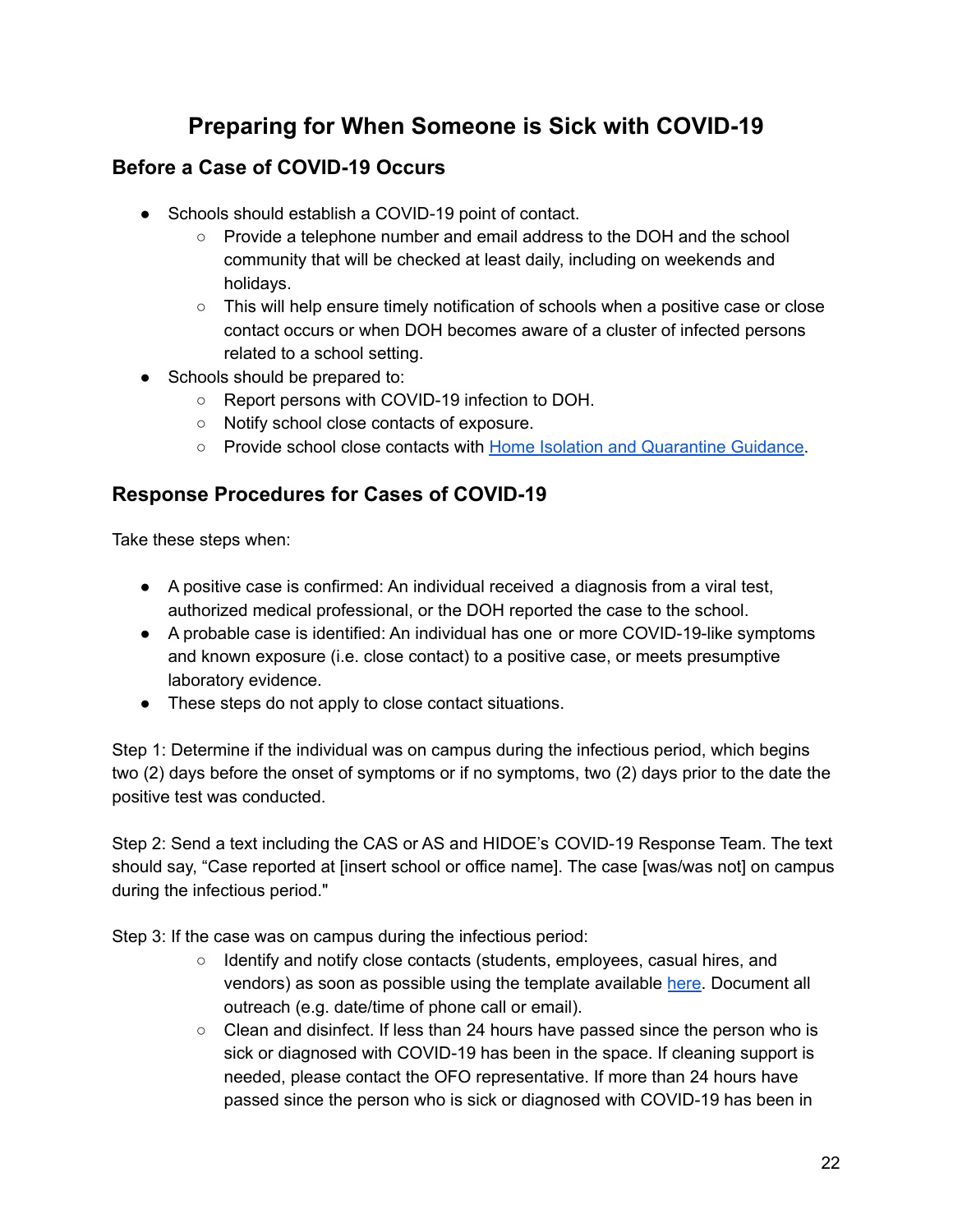# Preparing for When Someone is Sick with COVID-19

## Before a Case of COVID-19 Occurs

- Schools should establish a COVID-19 point of contact.
  - Provide a telephone number and email address to the DOH and the school community that will be checked at least daily, including on weekends and holidays.
  - This will help ensure timely notification of schools when a positive case or close contact occurs or when DOH becomes aware of a cluster of infected persons related to a school setting.
- Schools should be prepared to:
  - Report persons with COVID-19 infection to DOH.
  - Notify school close contacts of exposure.
  - Provide school close contacts with Home Isolation and Quarantine Guidance.

## Response Procedures for Cases of COVID-19

Take these steps when:

- A positive case is confirmed: An individual received a diagnosis from a viral test, authorized medical professional, or the DOH reported the case to the school.
- A probable case is identified: An individual has one or more COVID-19-like symptoms and known exposure (i.e. close contact) to a positive case, or meets presumptive laboratory evidence.
- These steps do not apply to close contact situations.

Step 1: Determine if the individual was on campus during the infectious period, which begins two (2) days before the onset of symptoms or if no symptoms, two (2) days prior to the date the positive test was conducted.

Step 2: Send a text including the CAS or AS and HIDOE's COVID-19 Response Team. The text should say, "Case reported at [insert school or office name]. The case [was/was not] on campus during the infectious period."

Step 3: If the case was on campus during the infectious period:

- Identify and notify close contacts (students, employees, casual hires, and vendors) as soon as possible using the template available here. Document all outreach (e.g. date/time of phone call or email).
- Clean and disinfect. If less than 24 hours have passed since the person who is sick or diagnosed with COVID-19 has been in the space. If cleaning support is needed, please contact the OFO representative. If more than 24 hours have passed since the person who is sick or diagnosed with COVID-19 has been in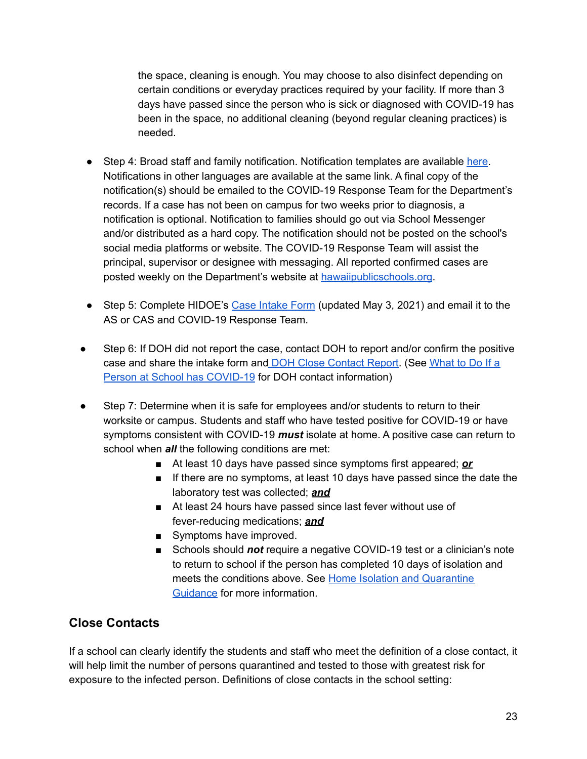the space, cleaning is enough. You may choose to also disinfect depending on certain conditions or everyday practices required by your facility. If more than 3 days have passed since the person who is sick or diagnosed with COVID-19 has been in the space, no additional cleaning (beyond regular cleaning practices) is needed.

- Step 4: Broad staff and family notification. Notification templates are available here. Notifications in other languages are available at the same link. A final copy of the notification(s) should be emailed to the COVID-19 Response Team for the Department's records. If a case has not been on campus for two weeks prior to diagnosis, a notification is optional. Notification to families should go out via School Messenger and/or distributed as a hard copy. The notification should not be posted on the school's social media platforms or website. The COVID-19 Response Team will assist the principal, supervisor or designee with messaging. All reported confirmed cases are posted weekly on the Department's website at hawaiipublicschools.org.

- Step 5: Complete HIDOE's Case Intake Form (updated May 3, 2021) and email it to the AS or CAS and COVID-19 Response Team.

- Step 6: If DOH did not report the case, contact DOH to report and/or confirm the positive case and share the intake form and DOH Close Contact Report. (See What to Do If a Person at School has COVID-19 for DOH contact information)

- Step 7: Determine when it is safe for employees and/or students to return to their worksite or campus. Students and staff who have tested positive for COVID-19 or have symptoms consistent with COVID-19 ***must*** isolate at home. A positive case can return to school when ***all*** the following conditions are met:
  - At least 10 days have passed since symptoms first appeared; ***or***
  - If there are no symptoms, at least 10 days have passed since the date the laboratory test was collected; ***and***
  - At least 24 hours have passed since last fever without use of fever-reducing medications; ***and***
  - Symptoms have improved.
  - Schools should ***not*** require a negative COVID-19 test or a clinician's note to return to school if the person has completed 10 days of isolation and meets the conditions above. See Home Isolation and Quarantine Guidance for more information.

## Close Contacts

If a school can clearly identify the students and staff who meet the definition of a close contact, it will help limit the number of persons quarantined and tested to those with greatest risk for exposure to the infected person. Definitions of close contacts in the school setting: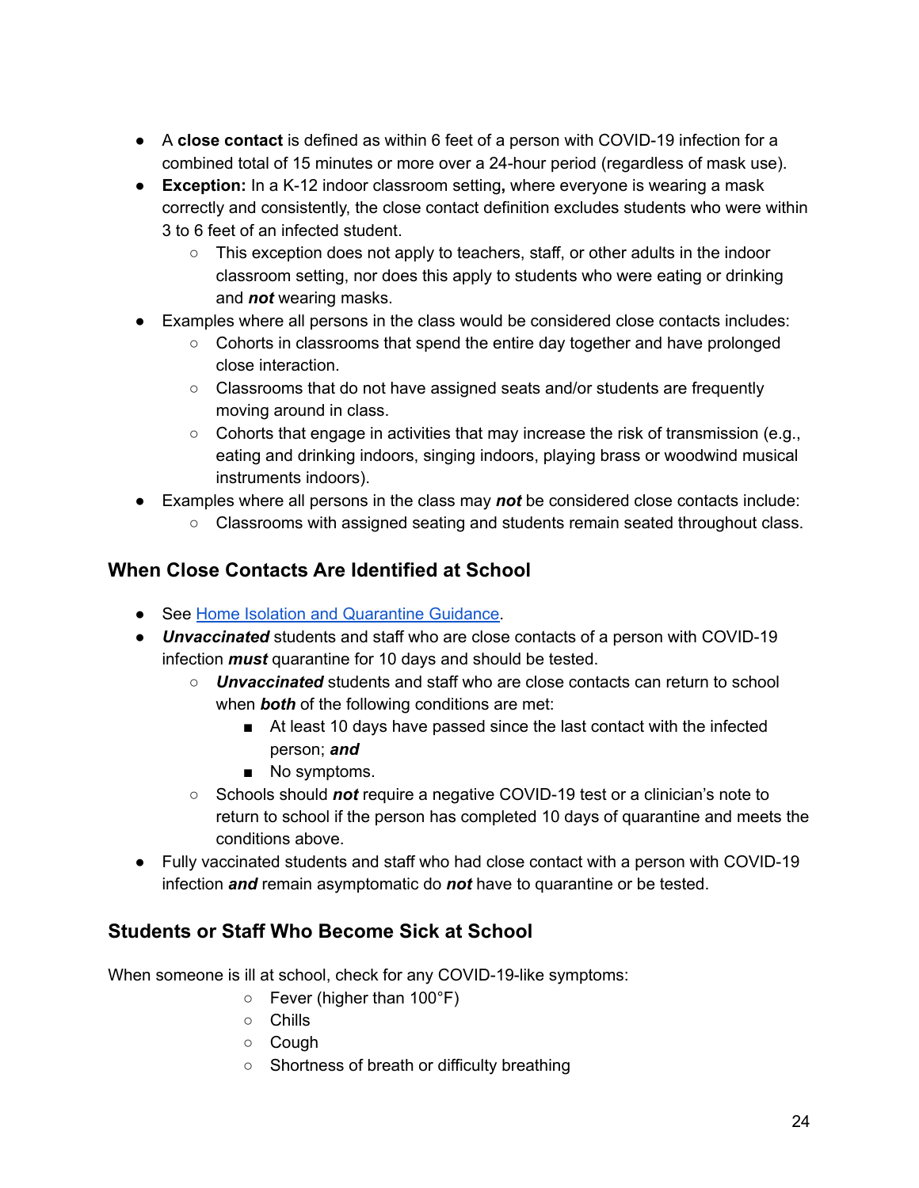- A **close contact** is defined as within 6 feet of a person with COVID-19 infection for a combined total of 15 minutes or more over a 24-hour period (regardless of mask use).
- **Exception:** In a K-12 indoor classroom setting**,** where everyone is wearing a mask correctly and consistently, the close contact definition excludes students who were within 3 to 6 feet of an infected student.
    - This exception does not apply to teachers, staff, or other adults in the indoor classroom setting, nor does this apply to students who were eating or drinking and ***not*** wearing masks.
- Examples where all persons in the class would be considered close contacts includes:
    - Cohorts in classrooms that spend the entire day together and have prolonged close interaction.
    - Classrooms that do not have assigned seats and/or students are frequently moving around in class.
    - Cohorts that engage in activities that may increase the risk of transmission (e.g., eating and drinking indoors, singing indoors, playing brass or woodwind musical instruments indoors).
- Examples where all persons in the class may ***not*** be considered close contacts include:
    - Classrooms with assigned seating and students remain seated throughout class.

## When Close Contacts Are Identified at School

- See [Home Isolation and Quarantine Guidance](Home Isolation and Quarantine Guidance).
- ***Unvaccinated*** students and staff who are close contacts of a person with COVID-19 infection ***must*** quarantine for 10 days and should be tested.
    - ***Unvaccinated*** students and staff who are close contacts can return to school when ***both*** of the following conditions are met:
        - At least 10 days have passed since the last contact with the infected person; ***and***
        - No symptoms.
    - Schools should ***not*** require a negative COVID-19 test or a clinician's note to return to school if the person has completed 10 days of quarantine and meets the conditions above.
- Fully vaccinated students and staff who had close contact with a person with COVID-19 infection ***and*** remain asymptomatic do ***not*** have to quarantine or be tested.

## Students or Staff Who Become Sick at School

When someone is ill at school, check for any COVID-19-like symptoms:

- Fever (higher than 100°F)
- Chills
- Cough
- Shortness of breath or difficulty breathing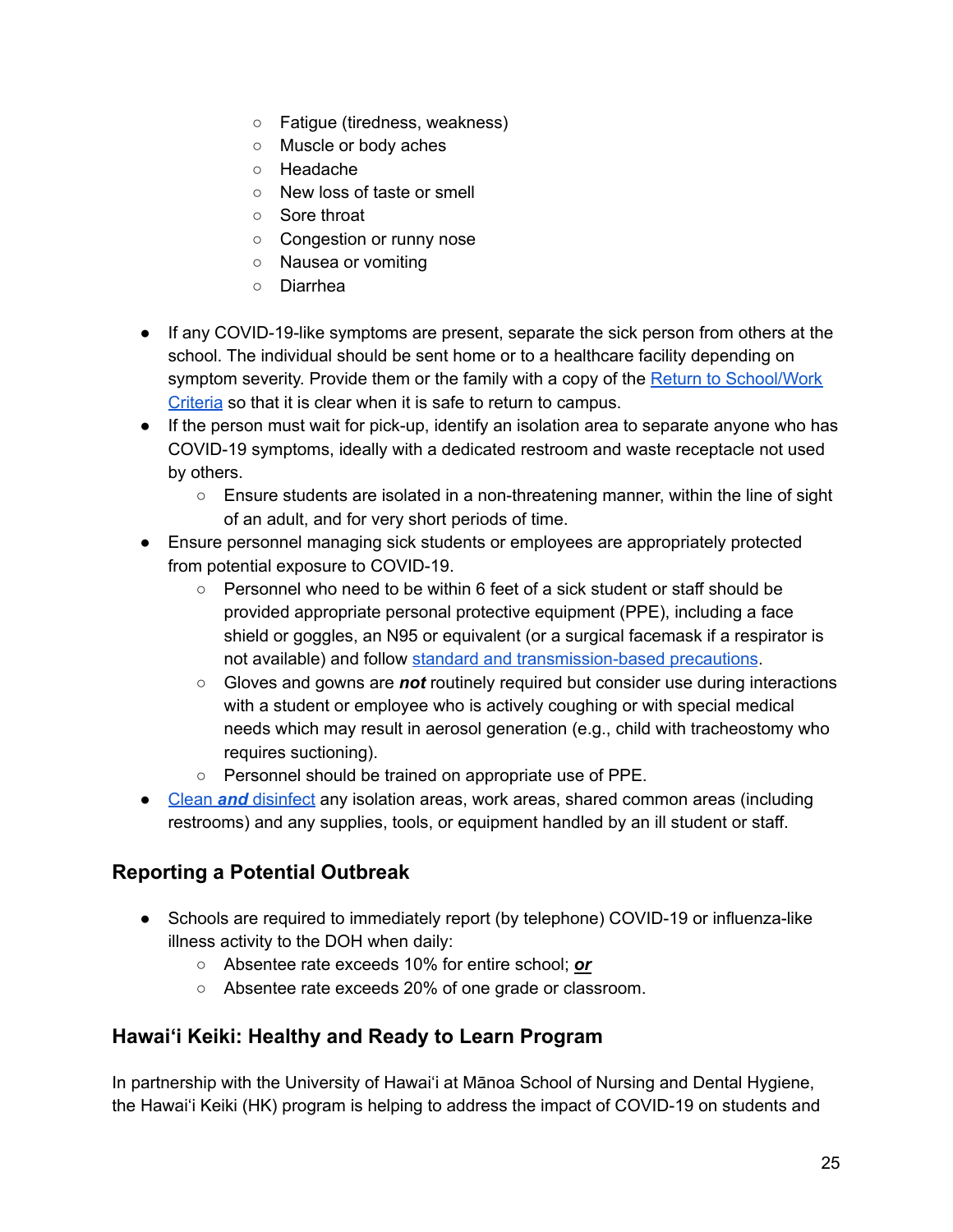- Fatigue (tiredness, weakness)
    - Muscle or body aches
    - Headache
    - New loss of taste or smell
    - Sore throat
    - Congestion or runny nose
    - Nausea or vomiting
    - Diarrhea

- If any COVID-19-like symptoms are present, separate the sick person from others at the school. The individual should be sent home or to a healthcare facility depending on symptom severity. Provide them or the family with a copy of the Return to School/Work Criteria so that it is clear when it is safe to return to campus.
- If the person must wait for pick-up, identify an isolation area to separate anyone who has COVID-19 symptoms, ideally with a dedicated restroom and waste receptacle not used by others.
    - Ensure students are isolated in a non-threatening manner, within the line of sight of an adult, and for very short periods of time.
- Ensure personnel managing sick students or employees are appropriately protected from potential exposure to COVID-19.
    - Personnel who need to be within 6 feet of a sick student or staff should be provided appropriate personal protective equipment (PPE), including a face shield or goggles, an N95 or equivalent (or a surgical facemask if a respirator is not available) and follow standard and transmission-based precautions.
    - Gloves and gowns are ***not*** routinely required but consider use during interactions with a student or employee who is actively coughing or with special medical needs which may result in aerosol generation (e.g., child with tracheostomy who requires suctioning).
    - Personnel should be trained on appropriate use of PPE.
- Clean ***and*** disinfect any isolation areas, work areas, shared common areas (including restrooms) and any supplies, tools, or equipment handled by an ill student or staff.

## Reporting a Potential Outbreak

- Schools are required to immediately report (by telephone) COVID-19 or influenza-like illness activity to the DOH when daily:
    - Absentee rate exceeds 10% for entire school; ***or***
    - Absentee rate exceeds 20% of one grade or classroom.

## Hawaiʻi Keiki: Healthy and Ready to Learn Program

In partnership with the University of Hawaiʻi at Mānoa School of Nursing and Dental Hygiene, the Hawaiʻi Keiki (HK) program is helping to address the impact of COVID-19 on students and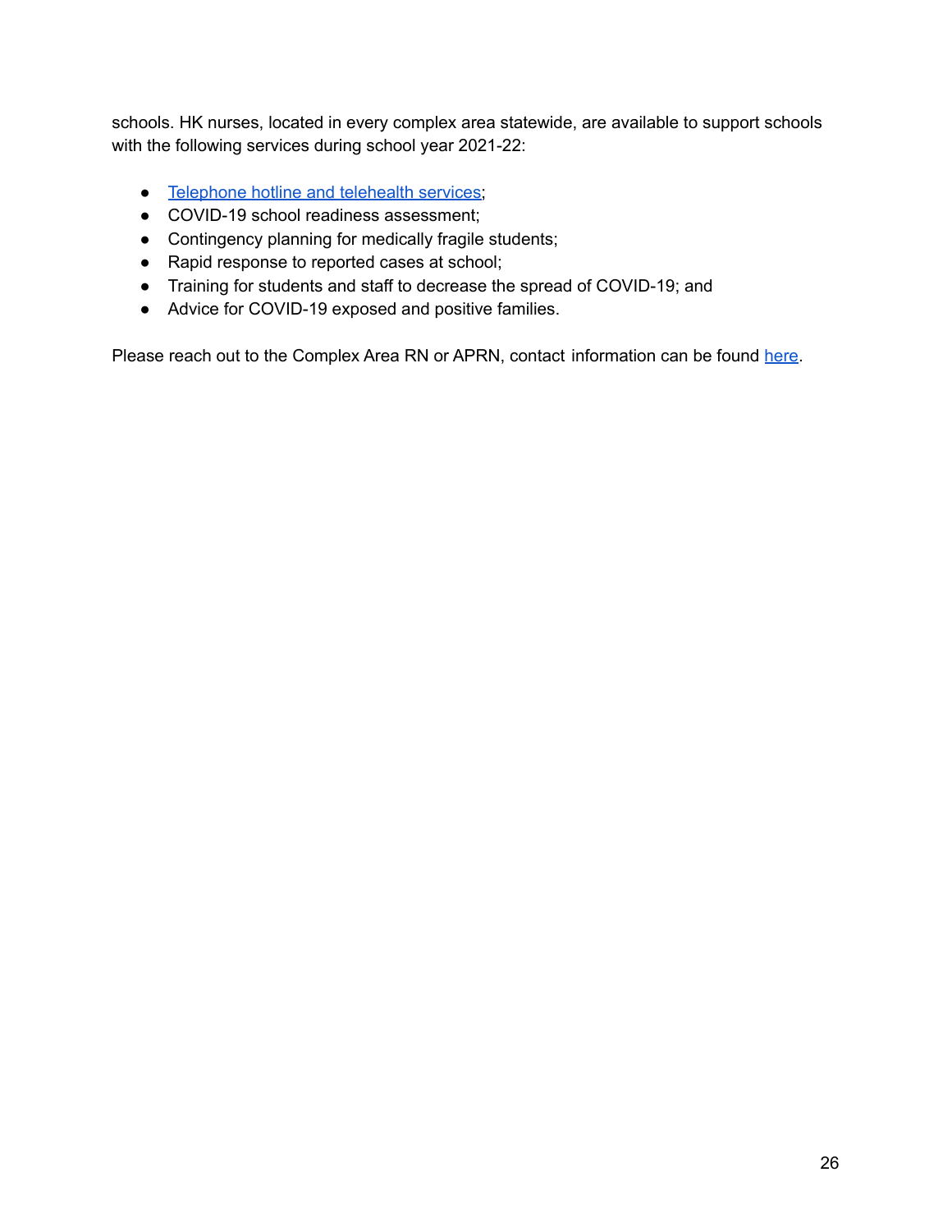schools. HK nurses, located in every complex area statewide, are available to support schools with the following services during school year 2021-22:

- Telephone hotline and telehealth services;
- COVID-19 school readiness assessment;
- Contingency planning for medically fragile students;
- Rapid response to reported cases at school;
- Training for students and staff to decrease the spread of COVID-19; and
- Advice for COVID-19 exposed and positive families.

Please reach out to the Complex Area RN or APRN, contact information can be found here.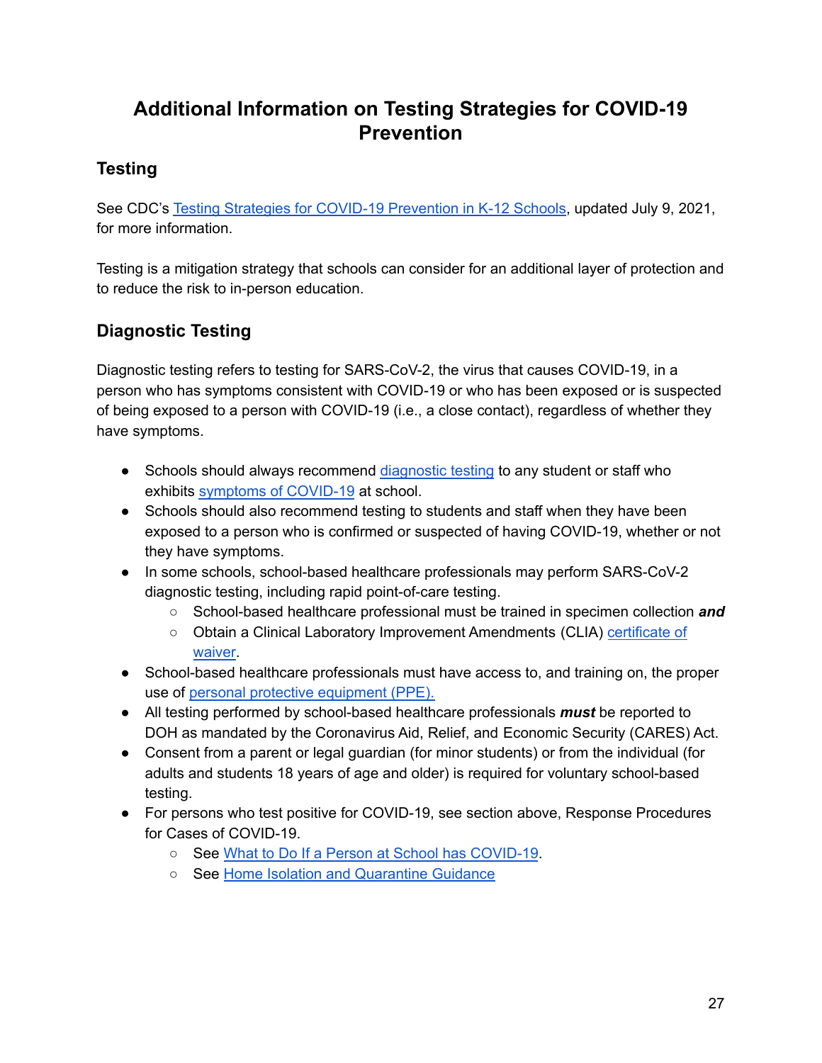# Additional Information on Testing Strategies for COVID-19 Prevention

## Testing

See CDC's Testing Strategies for COVID-19 Prevention in K-12 Schools, updated July 9, 2021, for more information.

Testing is a mitigation strategy that schools can consider for an additional layer of protection and to reduce the risk to in-person education.

## Diagnostic Testing

Diagnostic testing refers to testing for SARS-CoV-2, the virus that causes COVID-19, in a person who has symptoms consistent with COVID-19 or who has been exposed or is suspected of being exposed to a person with COVID-19 (i.e., a close contact), regardless of whether they have symptoms.

- Schools should always recommend diagnostic testing to any student or staff who exhibits symptoms of COVID-19 at school.
- Schools should also recommend testing to students and staff when they have been exposed to a person who is confirmed or suspected of having COVID-19, whether or not they have symptoms.
- In some schools, school-based healthcare professionals may perform SARS-CoV-2 diagnostic testing, including rapid point-of-care testing.
  - School-based healthcare professional must be trained in specimen collection ***and***
  - Obtain a Clinical Laboratory Improvement Amendments (CLIA) certificate of waiver.
- School-based healthcare professionals must have access to, and training on, the proper use of personal protective equipment (PPE).
- All testing performed by school-based healthcare professionals ***must*** be reported to DOH as mandated by the Coronavirus Aid, Relief, and Economic Security (CARES) Act.
- Consent from a parent or legal guardian (for minor students) or from the individual (for adults and students 18 years of age and older) is required for voluntary school-based testing.
- For persons who test positive for COVID-19, see section above, Response Procedures for Cases of COVID-19.
  - See What to Do If a Person at School has COVID-19.
  - See Home Isolation and Quarantine Guidance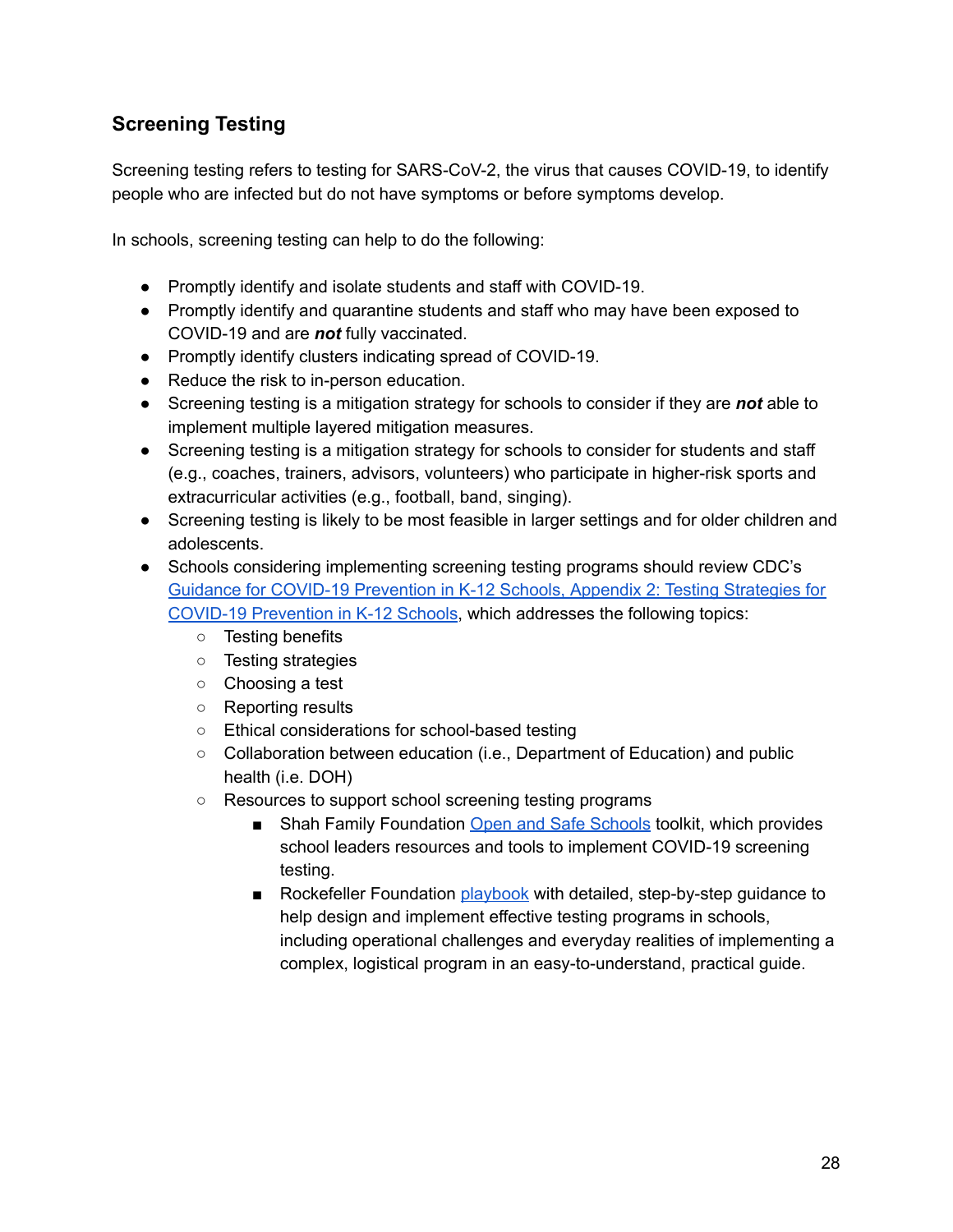## Screening Testing

Screening testing refers to testing for SARS-CoV-2, the virus that causes COVID-19, to identify people who are infected but do not have symptoms or before symptoms develop.

In schools, screening testing can help to do the following:

- Promptly identify and isolate students and staff with COVID-19.
- Promptly identify and quarantine students and staff who may have been exposed to COVID-19 and are ***not*** fully vaccinated.
- Promptly identify clusters indicating spread of COVID-19.
- Reduce the risk to in-person education.
- Screening testing is a mitigation strategy for schools to consider if they are ***not*** able to implement multiple layered mitigation measures.
- Screening testing is a mitigation strategy for schools to consider for students and staff (e.g., coaches, trainers, advisors, volunteers) who participate in higher-risk sports and extracurricular activities (e.g., football, band, singing).
- Screening testing is likely to be most feasible in larger settings and for older children and adolescents.
- Schools considering implementing screening testing programs should review CDC's Guidance for COVID-19 Prevention in K-12 Schools, Appendix 2: Testing Strategies for COVID-19 Prevention in K-12 Schools, which addresses the following topics:
  - Testing benefits
  - Testing strategies
  - Choosing a test
  - Reporting results
  - Ethical considerations for school-based testing
  - Collaboration between education (i.e., Department of Education) and public health (i.e. DOH)
  - Resources to support school screening testing programs
    - Shah Family Foundation Open and Safe Schools toolkit, which provides school leaders resources and tools to implement COVID-19 screening testing.
    - Rockefeller Foundation playbook with detailed, step-by-step guidance to help design and implement effective testing programs in schools, including operational challenges and everyday realities of implementing a complex, logistical program in an easy-to-understand, practical guide.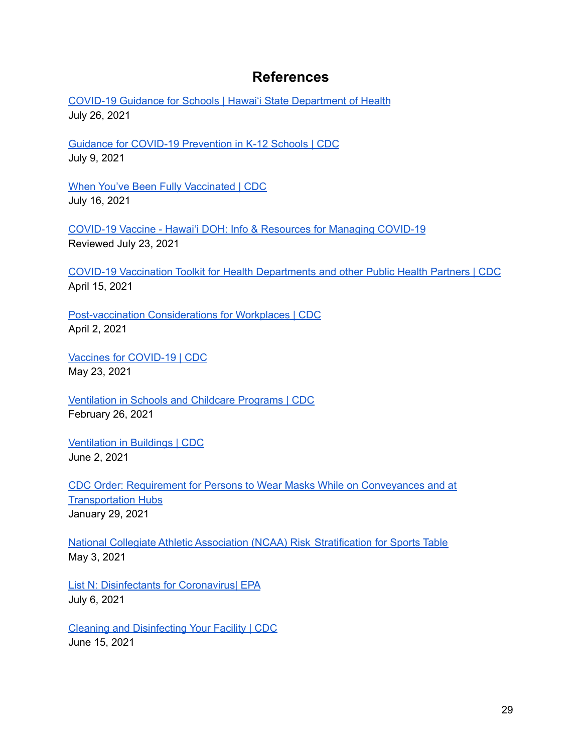# References

COVID-19 Guidance for Schools | Hawaiʻi State Department of Health
July 26, 2021

Guidance for COVID-19 Prevention in K-12 Schools | CDC
July 9, 2021

When You've Been Fully Vaccinated | CDC
July 16, 2021

COVID-19 Vaccine - Hawaiʻi DOH: Info & Resources for Managing COVID-19
Reviewed July 23, 2021

COVID-19 Vaccination Toolkit for Health Departments and other Public Health Partners | CDC
April 15, 2021

Post-vaccination Considerations for Workplaces | CDC
April 2, 2021

Vaccines for COVID-19 | CDC
May 23, 2021

Ventilation in Schools and Childcare Programs | CDC
February 26, 2021

Ventilation in Buildings | CDC
June 2, 2021

CDC Order: Requirement for Persons to Wear Masks While on Conveyances and at Transportation Hubs
January 29, 2021

National Collegiate Athletic Association (NCAA) Risk Stratification for Sports Table
May 3, 2021

List N: Disinfectants for Coronavirus| EPA
July 6, 2021

Cleaning and Disinfecting Your Facility | CDC
June 15, 2021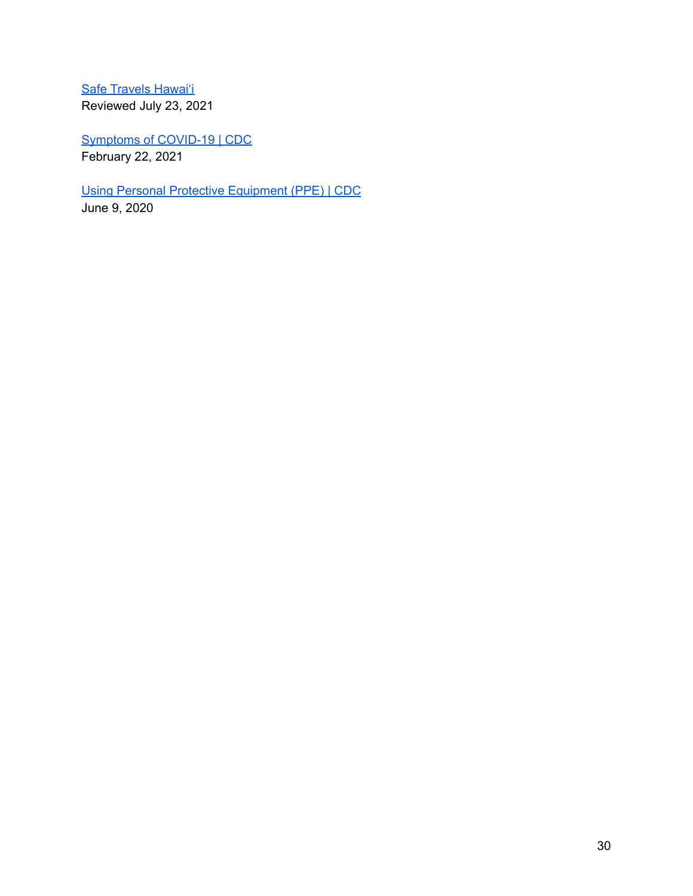Safe Travels Hawaiʻi
Reviewed July 23, 2021

Symptoms of COVID-19 | CDC
February 22, 2021

Using Personal Protective Equipment (PPE) | CDC
June 9, 2020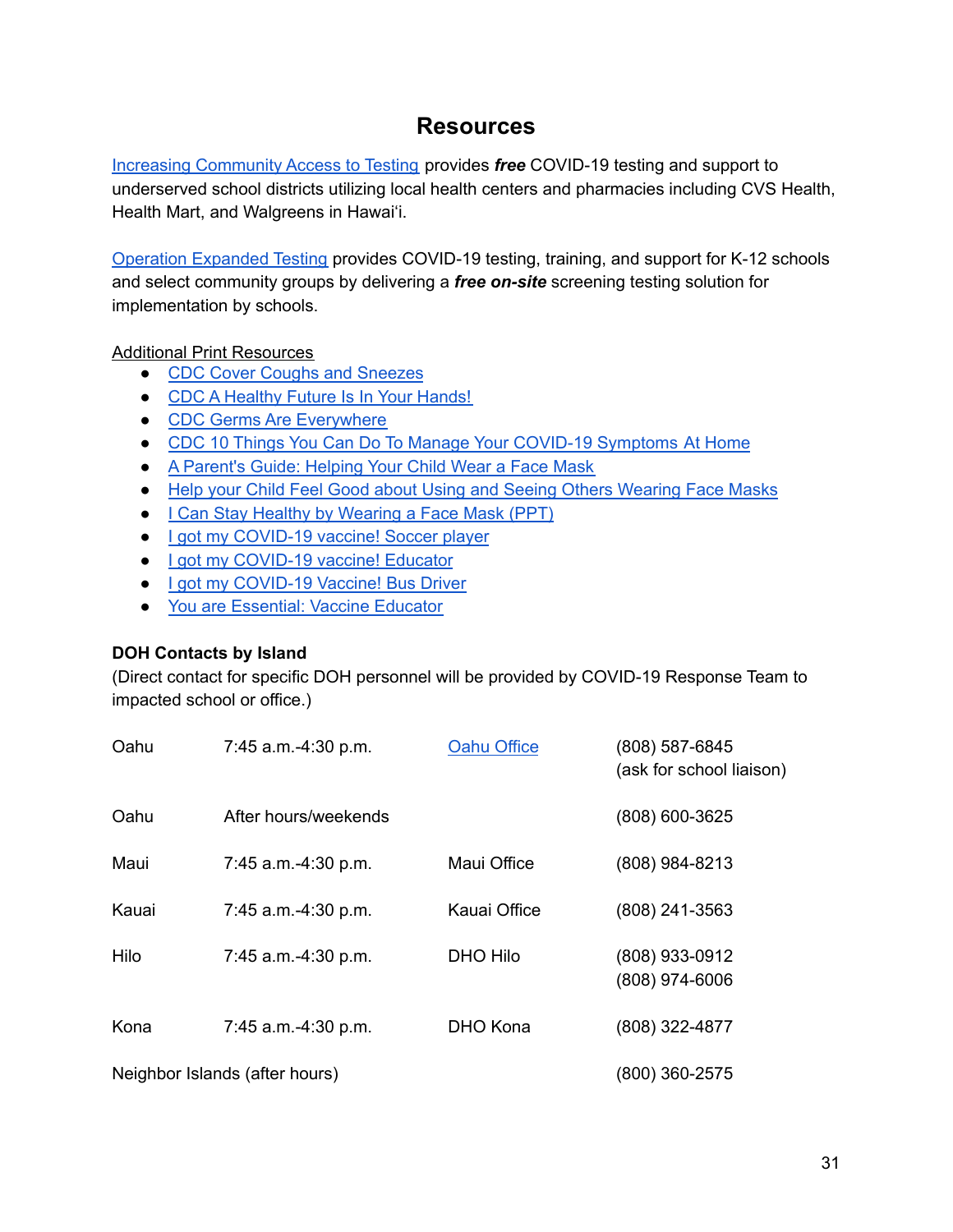# Resources

Increasing Community Access to Testing provides ***free*** COVID-19 testing and support to underserved school districts utilizing local health centers and pharmacies including CVS Health, Health Mart, and Walgreens in Hawaiʻi.

Operation Expanded Testing provides COVID-19 testing, training, and support for K-12 schools and select community groups by delivering a ***free on-site*** screening testing solution for implementation by schools.

Additional Print Resources

- CDC Cover Coughs and Sneezes
- CDC A Healthy Future Is In Your Hands!
- CDC Germs Are Everywhere
- CDC 10 Things You Can Do To Manage Your COVID-19 Symptoms At Home
- A Parent's Guide: Helping Your Child Wear a Face Mask
- Help your Child Feel Good about Using and Seeing Others Wearing Face Masks
- I Can Stay Healthy by Wearing a Face Mask (PPT)
- I got my COVID-19 vaccine! Soccer player
- I got my COVID-19 vaccine! Educator
- I got my COVID-19 Vaccine! Bus Driver
- You are Essential: Vaccine Educator

**DOH Contacts by Island**

(Direct contact for specific DOH personnel will be provided by COVID-19 Response Team to impacted school or office.)

| | | | |
|---|---|---|---|
| Oahu | 7:45 a.m.-4:30 p.m. | Oahu Office | (808) 587-6845 (ask for school liaison) |
| Oahu | After hours/weekends | | (808) 600-3625 |
| Maui | 7:45 a.m.-4:30 p.m. | Maui Office | (808) 984-8213 |
| Kauai | 7:45 a.m.-4:30 p.m. | Kauai Office | (808) 241-3563 |
| Hilo | 7:45 a.m.-4:30 p.m. | DHO Hilo | (808) 933-0912<br>(808) 974-6006 |
| Kona | 7:45 a.m.-4:30 p.m. | DHO Kona | (808) 322-4877 |
| Neighbor Islands (after hours) | | | (800) 360-2575 |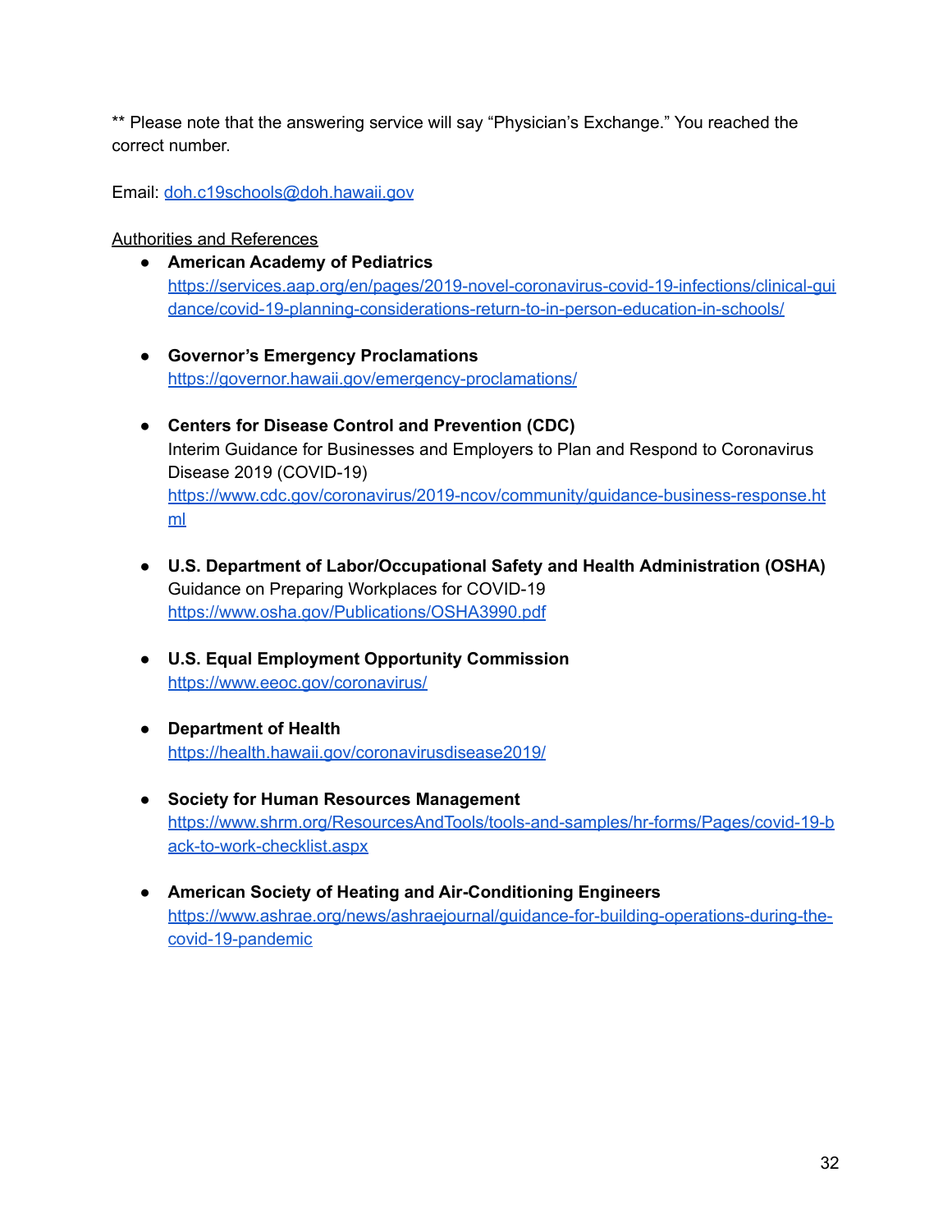** Please note that the answering service will say “Physician’s Exchange.” You reached the correct number.

Email: doh.c19schools@doh.hawaii.gov

Authorities and References

- **American Academy of Pediatrics**
  https://services.aap.org/en/pages/2019-novel-coronavirus-covid-19-infections/clinical-guidance/covid-19-planning-considerations-return-to-in-person-education-in-schools/

- **Governor’s Emergency Proclamations**
  https://governor.hawaii.gov/emergency-proclamations/

- **Centers for Disease Control and Prevention (CDC)**
  Interim Guidance for Businesses and Employers to Plan and Respond to Coronavirus Disease 2019 (COVID-19)
  https://www.cdc.gov/coronavirus/2019-ncov/community/guidance-business-response.html

- **U.S. Department of Labor/Occupational Safety and Health Administration (OSHA)**
  Guidance on Preparing Workplaces for COVID-19
  https://www.osha.gov/Publications/OSHA3990.pdf

- **U.S. Equal Employment Opportunity Commission**
  https://www.eeoc.gov/coronavirus/

- **Department of Health**
  https://health.hawaii.gov/coronavirusdisease2019/

- **Society for Human Resources Management**
  https://www.shrm.org/ResourcesAndTools/tools-and-samples/hr-forms/Pages/covid-19-back-to-work-checklist.aspx

- **American Society of Heating and Air-Conditioning Engineers**
  https://www.ashrae.org/news/ashraejournal/guidance-for-building-operations-during-the-covid-19-pandemic